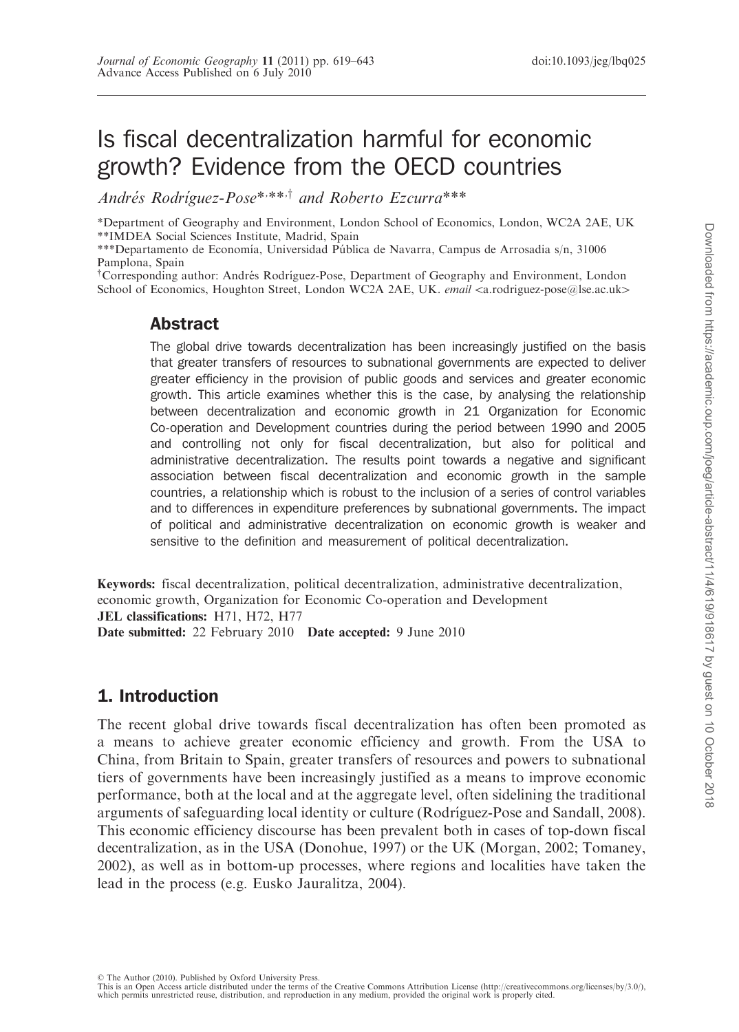# Is fiscal decentralization harmful for economic growth? Evidence from the OECD countries

*Andrés Rodríguez-Pose*[*,**,†] *and Roberto Ezcurra*[***]

[*]Department of Geography and Environment, London School of Economics, London, WC2A 2AE, UK
[**]IMDEA Social Sciences Institute, Madrid, Spain
[***]Departamento de Economía, Universidad Pública de Navarra, Campus de Arrosadia s/n, 31006 Pamplona, Spain
[†]Corresponding author: Andrés Rodríguez-Pose, Department of Geography and Environment, London School of Economics, Houghton Street, London WC2A 2AE, UK. *email* <a.rodriguez-pose@lse.ac.uk>

## Abstract

The global drive towards decentralization has been increasingly justified on the basis that greater transfers of resources to subnational governments are expected to deliver greater efficiency in the provision of public goods and services and greater economic growth. This article examines whether this is the case, by analysing the relationship between decentralization and economic growth in 21 Organization for Economic Co-operation and Development countries during the period between 1990 and 2005 and controlling not only for fiscal decentralization, but also for political and administrative decentralization. The results point towards a negative and significant association between fiscal decentralization and economic growth in the sample countries, a relationship which is robust to the inclusion of a series of control variables and to differences in expenditure preferences by subnational governments. The impact of political and administrative decentralization on economic growth is weaker and sensitive to the definition and measurement of political decentralization.

**Keywords:** fiscal decentralization, political decentralization, administrative decentralization, economic growth, Organization for Economic Co-operation and Development
**JEL classifications:** H71, H72, H77
**Date submitted:** 22 February 2010 **Date accepted:** 9 June 2010

## 1. Introduction

The recent global drive towards fiscal decentralization has often been promoted as a means to achieve greater economic efficiency and growth. From the USA to China, from Britain to Spain, greater transfers of resources and powers to subnational tiers of governments have been increasingly justified as a means to improve economic performance, both at the local and at the aggregate level, often sidelining the traditional arguments of safeguarding local identity or culture (Rodríguez-Pose and Sandall, 2008). This economic efficiency discourse has been prevalent both in cases of top-down fiscal decentralization, as in the USA (Donohue, 1997) or the UK (Morgan, 2002; Tomaney, 2002), as well as in bottom-up processes, where regions and localities have taken the lead in the process (e.g. Eusko Jauralitza, 2004).

© The Author (2010). Published by Oxford University Press.
This is an Open Access article distributed under the terms of the Creative Commons Attribution License (http://creativecommons.org/licenses/by/3.0/), which permits unrestricted reuse, distribution, and reproduction in any medium, provided the original work is properly cited.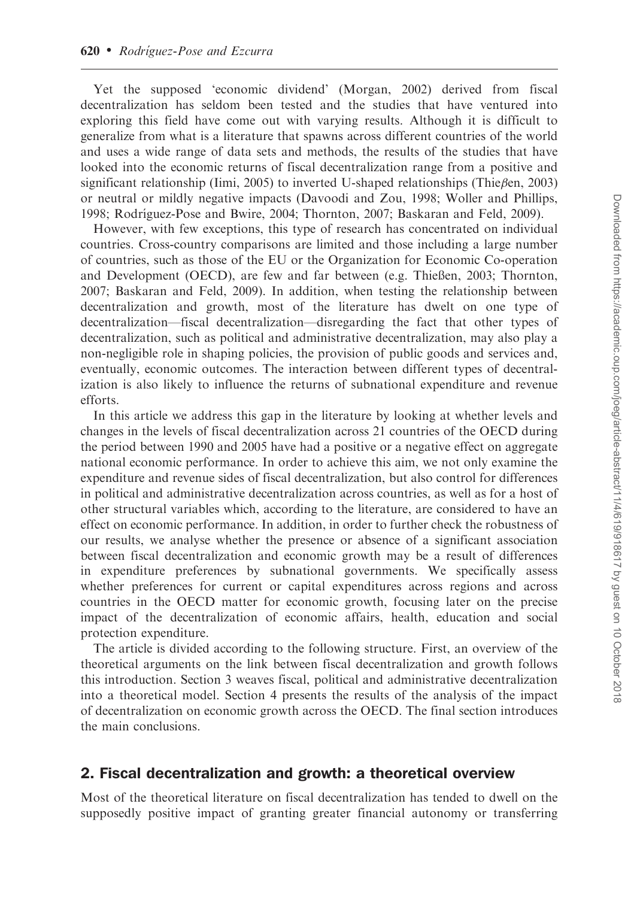Yet the supposed 'economic dividend' (Morgan, 2002) derived from fiscal decentralization has seldom been tested and the studies that have ventured into exploring this field have come out with varying results. Although it is difficult to generalize from what is a literature that spawns across different countries of the world and uses a wide range of data sets and methods, the results of the studies that have looked into the economic returns of fiscal decentralization range from a positive and significant relationship (Iimi, 2005) to inverted U-shaped relationships (Thieβen, 2003) or neutral or mildly negative impacts (Davoodi and Zou, 1998; Woller and Phillips, 1998; Rodríguez-Pose and Bwire, 2004; Thornton, 2007; Baskaran and Feld, 2009).

However, with few exceptions, this type of research has concentrated on individual countries. Cross-country comparisons are limited and those including a large number of countries, such as those of the EU or the Organization for Economic Co-operation and Development (OECD), are few and far between (e.g. Thießen, 2003; Thornton, 2007; Baskaran and Feld, 2009). In addition, when testing the relationship between decentralization and growth, most of the literature has dwelt on one type of decentralization—fiscal decentralization—disregarding the fact that other types of decentralization, such as political and administrative decentralization, may also play a non-negligible role in shaping policies, the provision of public goods and services and, eventually, economic outcomes. The interaction between different types of decentralization is also likely to influence the returns of subnational expenditure and revenue efforts.

In this article we address this gap in the literature by looking at whether levels and changes in the levels of fiscal decentralization across 21 countries of the OECD during the period between 1990 and 2005 have had a positive or a negative effect on aggregate national economic performance. In order to achieve this aim, we not only examine the expenditure and revenue sides of fiscal decentralization, but also control for differences in political and administrative decentralization across countries, as well as for a host of other structural variables which, according to the literature, are considered to have an effect on economic performance. In addition, in order to further check the robustness of our results, we analyse whether the presence or absence of a significant association between fiscal decentralization and economic growth may be a result of differences in expenditure preferences by subnational governments. We specifically assess whether preferences for current or capital expenditures across regions and across countries in the OECD matter for economic growth, focusing later on the precise impact of the decentralization of economic affairs, health, education and social protection expenditure.

The article is divided according to the following structure. First, an overview of the theoretical arguments on the link between fiscal decentralization and growth follows this introduction. Section 3 weaves fiscal, political and administrative decentralization into a theoretical model. Section 4 presents the results of the analysis of the impact of decentralization on economic growth across the OECD. The final section introduces the main conclusions.

## 2. Fiscal decentralization and growth: a theoretical overview

Most of the theoretical literature on fiscal decentralization has tended to dwell on the supposedly positive impact of granting greater financial autonomy or transferring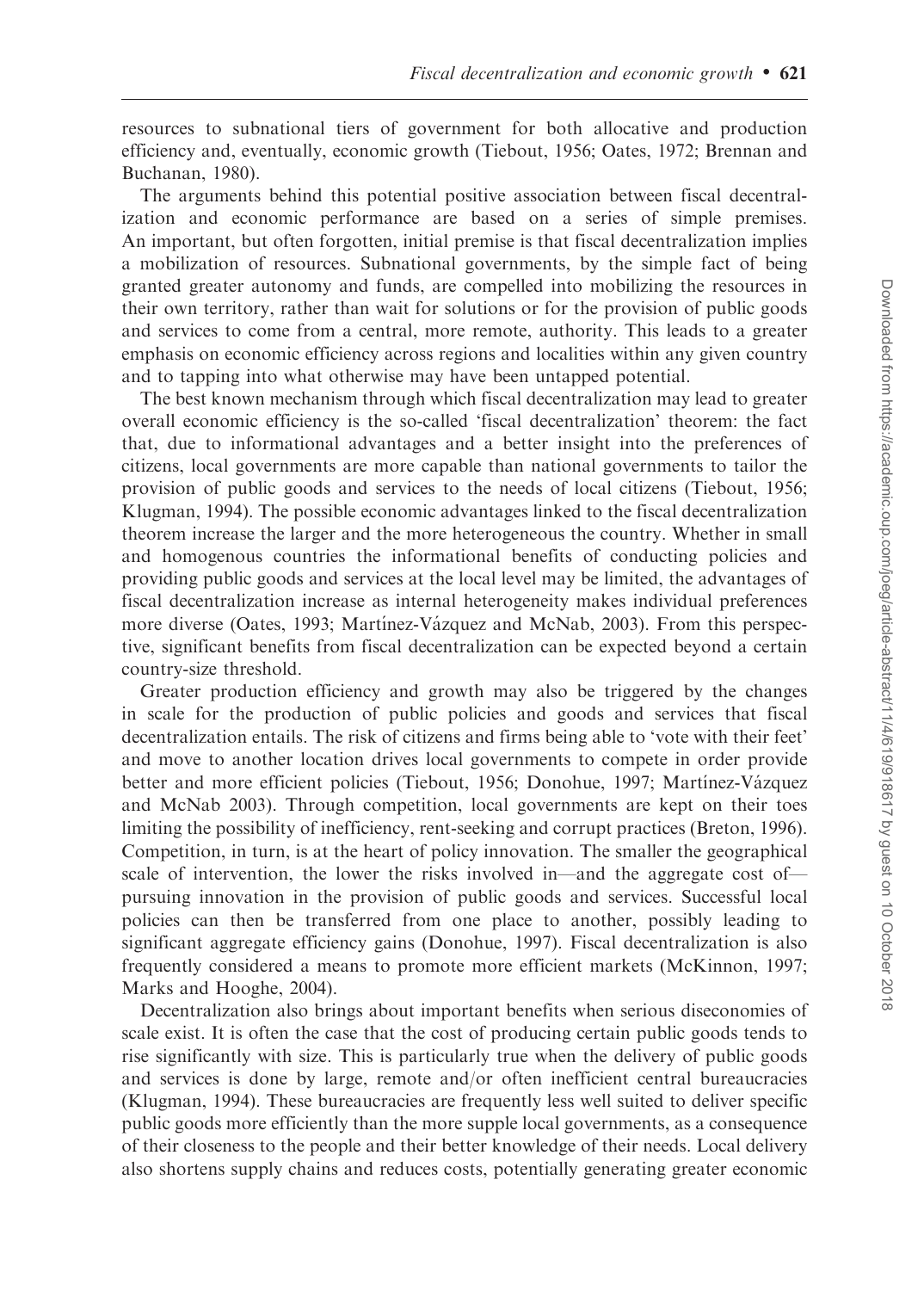resources to subnational tiers of government for both allocative and production efficiency and, eventually, economic growth (Tiebout, 1956; Oates, 1972; Brennan and Buchanan, 1980).

The arguments behind this potential positive association between fiscal decentralization and economic performance are based on a series of simple premises. An important, but often forgotten, initial premise is that fiscal decentralization implies a mobilization of resources. Subnational governments, by the simple fact of being granted greater autonomy and funds, are compelled into mobilizing the resources in their own territory, rather than wait for solutions or for the provision of public goods and services to come from a central, more remote, authority. This leads to a greater emphasis on economic efficiency across regions and localities within any given country and to tapping into what otherwise may have been untapped potential.

The best known mechanism through which fiscal decentralization may lead to greater overall economic efficiency is the so-called 'fiscal decentralization' theorem: the fact that, due to informational advantages and a better insight into the preferences of citizens, local governments are more capable than national governments to tailor the provision of public goods and services to the needs of local citizens (Tiebout, 1956; Klugman, 1994). The possible economic advantages linked to the fiscal decentralization theorem increase the larger and the more heterogeneous the country. Whether in small and homogenous countries the informational benefits of conducting policies and providing public goods and services at the local level may be limited, the advantages of fiscal decentralization increase as internal heterogeneity makes individual preferences more diverse (Oates, 1993; Martínez-Vázquez and McNab, 2003). From this perspective, significant benefits from fiscal decentralization can be expected beyond a certain country-size threshold.

Greater production efficiency and growth may also be triggered by the changes in scale for the production of public policies and goods and services that fiscal decentralization entails. The risk of citizens and firms being able to 'vote with their feet' and move to another location drives local governments to compete in order provide better and more efficient policies (Tiebout, 1956; Donohue, 1997; Martínez-Vázquez and McNab 2003). Through competition, local governments are kept on their toes limiting the possibility of inefficiency, rent-seeking and corrupt practices (Breton, 1996). Competition, in turn, is at the heart of policy innovation. The smaller the geographical scale of intervention, the lower the risks involved in—and the aggregate cost of—pursuing innovation in the provision of public goods and services. Successful local policies can then be transferred from one place to another, possibly leading to significant aggregate efficiency gains (Donohue, 1997). Fiscal decentralization is also frequently considered a means to promote more efficient markets (McKinnon, 1997; Marks and Hooghe, 2004).

Decentralization also brings about important benefits when serious diseconomies of scale exist. It is often the case that the cost of producing certain public goods tends to rise significantly with size. This is particularly true when the delivery of public goods and services is done by large, remote and/or often inefficient central bureaucracies (Klugman, 1994). These bureaucracies are frequently less well suited to deliver specific public goods more efficiently than the more supple local governments, as a consequence of their closeness to the people and their better knowledge of their needs. Local delivery also shortens supply chains and reduces costs, potentially generating greater economic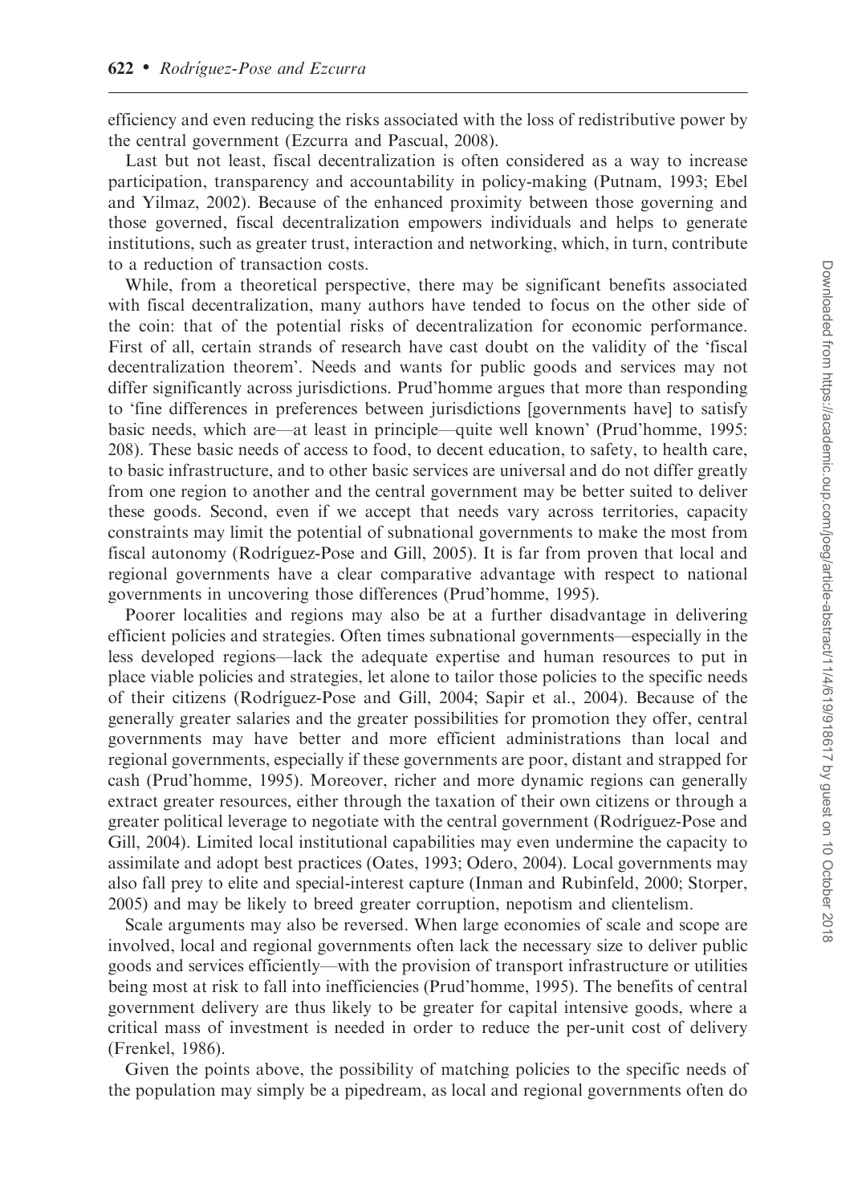efficiency and even reducing the risks associated with the loss of redistributive power by the central government (Ezcurra and Pascual, 2008).

Last but not least, fiscal decentralization is often considered as a way to increase participation, transparency and accountability in policy-making (Putnam, 1993; Ebel and Yilmaz, 2002). Because of the enhanced proximity between those governing and those governed, fiscal decentralization empowers individuals and helps to generate institutions, such as greater trust, interaction and networking, which, in turn, contribute to a reduction of transaction costs.

While, from a theoretical perspective, there may be significant benefits associated with fiscal decentralization, many authors have tended to focus on the other side of the coin: that of the potential risks of decentralization for economic performance. First of all, certain strands of research have cast doubt on the validity of the 'fiscal decentralization theorem'. Needs and wants for public goods and services may not differ significantly across jurisdictions. Prud'homme argues that more than responding to 'fine differences in preferences between jurisdictions [governments have] to satisfy basic needs, which are—at least in principle—quite well known' (Prud'homme, 1995: 208). These basic needs of access to food, to decent education, to safety, to health care, to basic infrastructure, and to other basic services are universal and do not differ greatly from one region to another and the central government may be better suited to deliver these goods. Second, even if we accept that needs vary across territories, capacity constraints may limit the potential of subnational governments to make the most from fiscal autonomy (Rodríguez-Pose and Gill, 2005). It is far from proven that local and regional governments have a clear comparative advantage with respect to national governments in uncovering those differences (Prud'homme, 1995).

Poorer localities and regions may also be at a further disadvantage in delivering efficient policies and strategies. Often times subnational governments—especially in the less developed regions—lack the adequate expertise and human resources to put in place viable policies and strategies, let alone to tailor those policies to the specific needs of their citizens (Rodríguez-Pose and Gill, 2004; Sapir et al., 2004). Because of the generally greater salaries and the greater possibilities for promotion they offer, central governments may have better and more efficient administrations than local and regional governments, especially if these governments are poor, distant and strapped for cash (Prud'homme, 1995). Moreover, richer and more dynamic regions can generally extract greater resources, either through the taxation of their own citizens or through a greater political leverage to negotiate with the central government (Rodríguez-Pose and Gill, 2004). Limited local institutional capabilities may even undermine the capacity to assimilate and adopt best practices (Oates, 1993; Odero, 2004). Local governments may also fall prey to elite and special-interest capture (Inman and Rubinfeld, 2000; Storper, 2005) and may be likely to breed greater corruption, nepotism and clientelism.

Scale arguments may also be reversed. When large economies of scale and scope are involved, local and regional governments often lack the necessary size to deliver public goods and services efficiently—with the provision of transport infrastructure or utilities being most at risk to fall into inefficiencies (Prud'homme, 1995). The benefits of central government delivery are thus likely to be greater for capital intensive goods, where a critical mass of investment is needed in order to reduce the per-unit cost of delivery (Frenkel, 1986).

Given the points above, the possibility of matching policies to the specific needs of the population may simply be a pipedream, as local and regional governments often do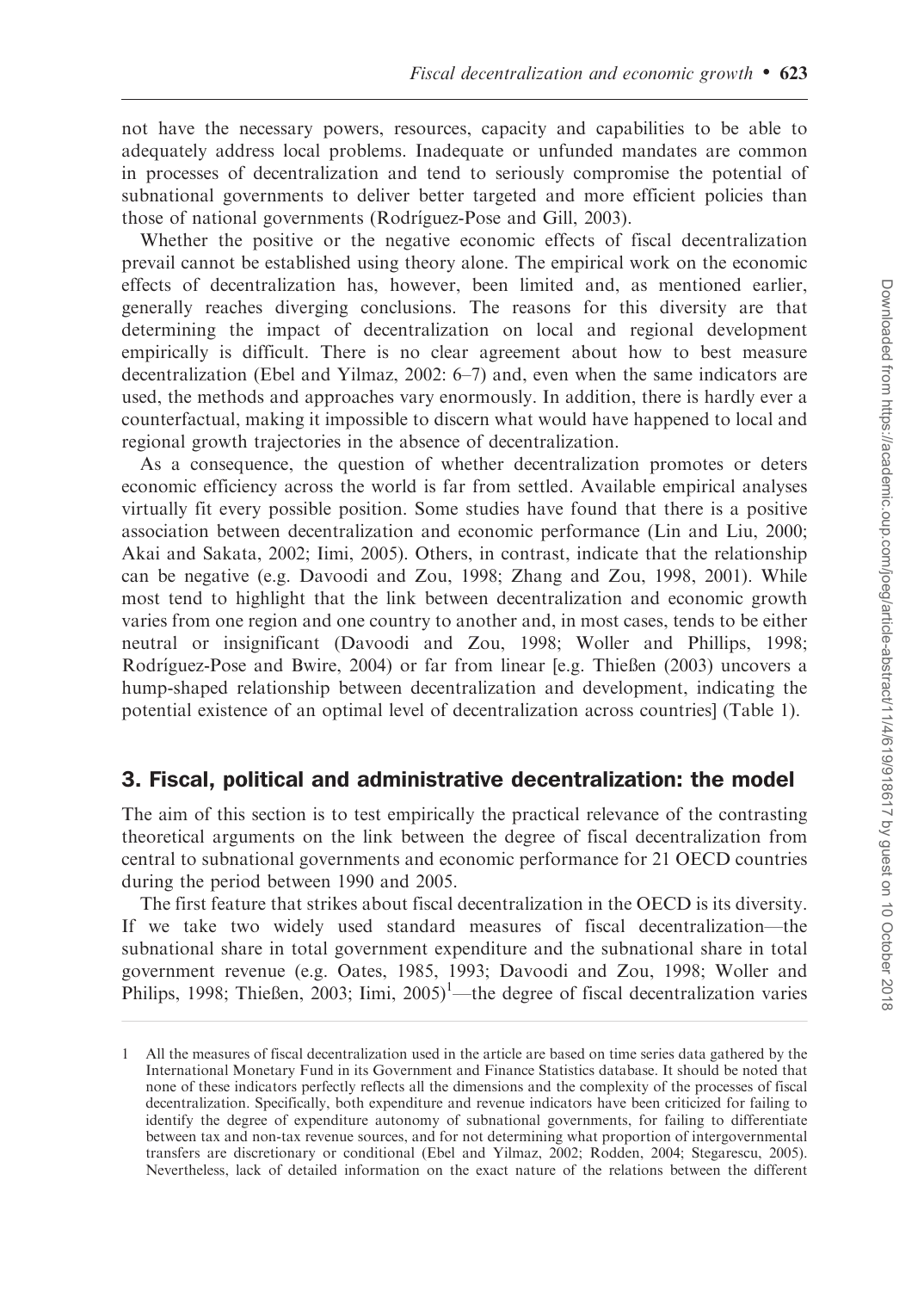not have the necessary powers, resources, capacity and capabilities to be able to adequately address local problems. Inadequate or unfunded mandates are common in processes of decentralization and tend to seriously compromise the potential of subnational governments to deliver better targeted and more efficient policies than those of national governments (Rodríguez-Pose and Gill, 2003).

Whether the positive or the negative economic effects of fiscal decentralization prevail cannot be established using theory alone. The empirical work on the economic effects of decentralization has, however, been limited and, as mentioned earlier, generally reaches diverging conclusions. The reasons for this diversity are that determining the impact of decentralization on local and regional development empirically is difficult. There is no clear agreement about how to best measure decentralization (Ebel and Yilmaz, 2002: 6–7) and, even when the same indicators are used, the methods and approaches vary enormously. In addition, there is hardly ever a counterfactual, making it impossible to discern what would have happened to local and regional growth trajectories in the absence of decentralization.

As a consequence, the question of whether decentralization promotes or deters economic efficiency across the world is far from settled. Available empirical analyses virtually fit every possible position. Some studies have found that there is a positive association between decentralization and economic performance (Lin and Liu, 2000; Akai and Sakata, 2002; Iimi, 2005). Others, in contrast, indicate that the relationship can be negative (e.g. Davoodi and Zou, 1998; Zhang and Zou, 1998, 2001). While most tend to highlight that the link between decentralization and economic growth varies from one region and one country to another and, in most cases, tends to be either neutral or insignificant (Davoodi and Zou, 1998; Woller and Phillips, 1998; Rodríguez-Pose and Bwire, 2004) or far from linear [e.g. Thießen (2003) uncovers a hump-shaped relationship between decentralization and development, indicating the potential existence of an optimal level of decentralization across countries] (Table 1).

## 3. Fiscal, political and administrative decentralization: the model

The aim of this section is to test empirically the practical relevance of the contrasting theoretical arguments on the link between the degree of fiscal decentralization from central to subnational governments and economic performance for 21 OECD countries during the period between 1990 and 2005.

The first feature that strikes about fiscal decentralization in the OECD is its diversity. If we take two widely used standard measures of fiscal decentralization—the subnational share in total government expenditure and the subnational share in total government revenue (e.g. Oates, 1985, 1993; Davoodi and Zou, 1998; Woller and Philips, 1998; Thießen, 2003; Iimi, 2005)[1]—the degree of fiscal decentralization varies

1 All the measures of fiscal decentralization used in the article are based on time series data gathered by the International Monetary Fund in its Government and Finance Statistics database. It should be noted that none of these indicators perfectly reflects all the dimensions and the complexity of the processes of fiscal decentralization. Specifically, both expenditure and revenue indicators have been criticized for failing to identify the degree of expenditure autonomy of subnational governments, for failing to differentiate between tax and non-tax revenue sources, and for not determining what proportion of intergovernmental transfers are discretionary or conditional (Ebel and Yilmaz, 2002; Rodden, 2004; Stegarescu, 2005). Nevertheless, lack of detailed information on the exact nature of the relations between the different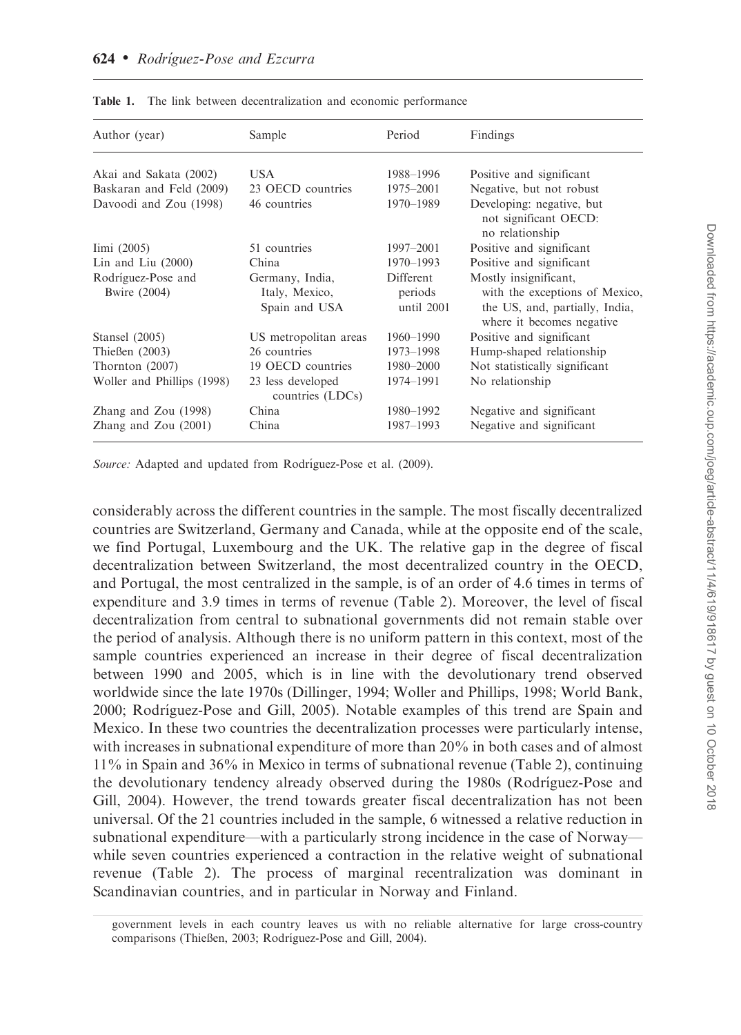**Table 1.** The link between decentralization and economic performance

| Author (year) | Sample | Period | Findings |
|---|---|---|---|
| Akai and Sakata (2002) | USA | 1988–1996 | Positive and significant |
| Baskaran and Feld (2009) | 23 OECD countries | 1975–2001 | Negative, but not robust |
| Davoodi and Zou (1998) | 46 countries | 1970–1989 | Developing: negative, but not significant OECD: no relationship |
| Iimi (2005) | 51 countries | 1997–2001 | Positive and significant |
| Lin and Liu (2000) | China | 1970–1993 | Positive and significant |
| Rodríguez-Pose and Bwire (2004) | Germany, India, Italy, Mexico, Spain and USA | Different periods until 2001 | Mostly insignificant, with the exceptions of Mexico, the US, and, partially, India, where it becomes negative |
| Stansel (2005) | US metropolitan areas | 1960–1990 | Positive and significant |
| Thießen (2003) | 26 countries | 1973–1998 | Hump-shaped relationship |
| Thornton (2007) | 19 OECD countries | 1980–2000 | Not statistically significant |
| Woller and Phillips (1998) | 23 less developed countries (LDCs) | 1974–1991 | No relationship |
| Zhang and Zou (1998) | China | 1980–1992 | Negative and significant |
| Zhang and Zou (2001) | China | 1987–1993 | Negative and significant |

*Source:* Adapted and updated from Rodríguez-Pose et al. (2009).

considerably across the different countries in the sample. The most fiscally decentralized countries are Switzerland, Germany and Canada, while at the opposite end of the scale, we find Portugal, Luxembourg and the UK. The relative gap in the degree of fiscal decentralization between Switzerland, the most decentralized country in the OECD, and Portugal, the most centralized in the sample, is of an order of 4.6 times in terms of expenditure and 3.9 times in terms of revenue (Table 2). Moreover, the level of fiscal decentralization from central to subnational governments did not remain stable over the period of analysis. Although there is no uniform pattern in this context, most of the sample countries experienced an increase in their degree of fiscal decentralization between 1990 and 2005, which is in line with the devolutionary trend observed worldwide since the late 1970s (Dillinger, 1994; Woller and Phillips, 1998; World Bank, 2000; Rodríguez-Pose and Gill, 2005). Notable examples of this trend are Spain and Mexico. In these two countries the decentralization processes were particularly intense, with increases in subnational expenditure of more than 20% in both cases and of almost 11% in Spain and 36% in Mexico in terms of subnational revenue (Table 2), continuing the devolutionary tendency already observed during the 1980s (Rodríguez-Pose and Gill, 2004). However, the trend towards greater fiscal decentralization has not been universal. Of the 21 countries included in the sample, 6 witnessed a relative reduction in subnational expenditure—with a particularly strong incidence in the case of Norway—while seven countries experienced a contraction in the relative weight of subnational revenue (Table 2). The process of marginal recentralization was dominant in Scandinavian countries, and in particular in Norway and Finland.

government levels in each country leaves us with no reliable alternative for large cross-country comparisons (Thießen, 2003; Rodríguez-Pose and Gill, 2004).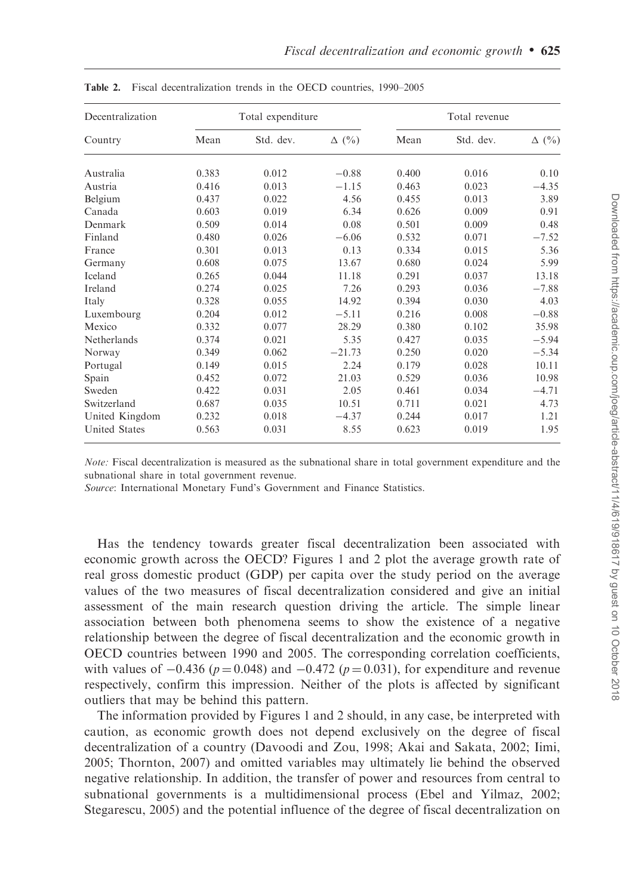**Table 2.** Fiscal decentralization trends in the OECD countries, 1990–2005

| Decentralization | Total expenditure | | | Total revenue | | |
|---|---|---|---|---|---|---|
| Country | Mean | Std. dev. | Δ (%) | Mean | Std. dev. | Δ (%) |
| Australia | 0.383 | 0.012 | −0.88 | 0.400 | 0.016 | 0.10 |
| Austria | 0.416 | 0.013 | −1.15 | 0.463 | 0.023 | −4.35 |
| Belgium | 0.437 | 0.022 | 4.56 | 0.455 | 0.013 | 3.89 |
| Canada | 0.603 | 0.019 | 6.34 | 0.626 | 0.009 | 0.91 |
| Denmark | 0.509 | 0.014 | 0.08 | 0.501 | 0.009 | 0.48 |
| Finland | 0.480 | 0.026 | −6.06 | 0.532 | 0.071 | −7.52 |
| France | 0.301 | 0.013 | 0.13 | 0.334 | 0.015 | 5.36 |
| Germany | 0.608 | 0.075 | 13.67 | 0.680 | 0.024 | 5.99 |
| Iceland | 0.265 | 0.044 | 11.18 | 0.291 | 0.037 | 13.18 |
| Ireland | 0.274 | 0.025 | 7.26 | 0.293 | 0.036 | −7.88 |
| Italy | 0.328 | 0.055 | 14.92 | 0.394 | 0.030 | 4.03 |
| Luxembourg | 0.204 | 0.012 | −5.11 | 0.216 | 0.008 | −0.88 |
| Mexico | 0.332 | 0.077 | 28.29 | 0.380 | 0.102 | 35.98 |
| Netherlands | 0.374 | 0.021 | 5.35 | 0.427 | 0.035 | −5.94 |
| Norway | 0.349 | 0.062 | −21.73 | 0.250 | 0.020 | −5.34 |
| Portugal | 0.149 | 0.015 | 2.24 | 0.179 | 0.028 | 10.11 |
| Spain | 0.452 | 0.072 | 21.03 | 0.529 | 0.036 | 10.98 |
| Sweden | 0.422 | 0.031 | 2.05 | 0.461 | 0.034 | −4.71 |
| Switzerland | 0.687 | 0.035 | 10.51 | 0.711 | 0.021 | 4.73 |
| United Kingdom | 0.232 | 0.018 | −4.37 | 0.244 | 0.017 | 1.21 |
| United States | 0.563 | 0.031 | 8.55 | 0.623 | 0.019 | 1.95 |

*Note:* Fiscal decentralization is measured as the subnational share in total government expenditure and the subnational share in total government revenue.

*Source*: International Monetary Fund's Government and Finance Statistics.

Has the tendency towards greater fiscal decentralization been associated with economic growth across the OECD? Figures 1 and 2 plot the average growth rate of real gross domestic product (GDP) per capita over the study period on the average values of the two measures of fiscal decentralization considered and give an initial assessment of the main research question driving the article. The simple linear association between both phenomena seems to show the existence of a negative relationship between the degree of fiscal decentralization and the economic growth in OECD countries between 1990 and 2005. The corresponding correlation coefficients, with values of −0.436 ($p = 0.048$) and −0.472 ($p = 0.031$), for expenditure and revenue respectively, confirm this impression. Neither of the plots is affected by significant outliers that may be behind this pattern.

The information provided by Figures 1 and 2 should, in any case, be interpreted with caution, as economic growth does not depend exclusively on the degree of fiscal decentralization of a country (Davoodi and Zou, 1998; Akai and Sakata, 2002; Iimi, 2005; Thornton, 2007) and omitted variables may ultimately lie behind the observed negative relationship. In addition, the transfer of power and resources from central to subnational governments is a multidimensional process (Ebel and Yilmaz, 2002; Stegarescu, 2005) and the potential influence of the degree of fiscal decentralization on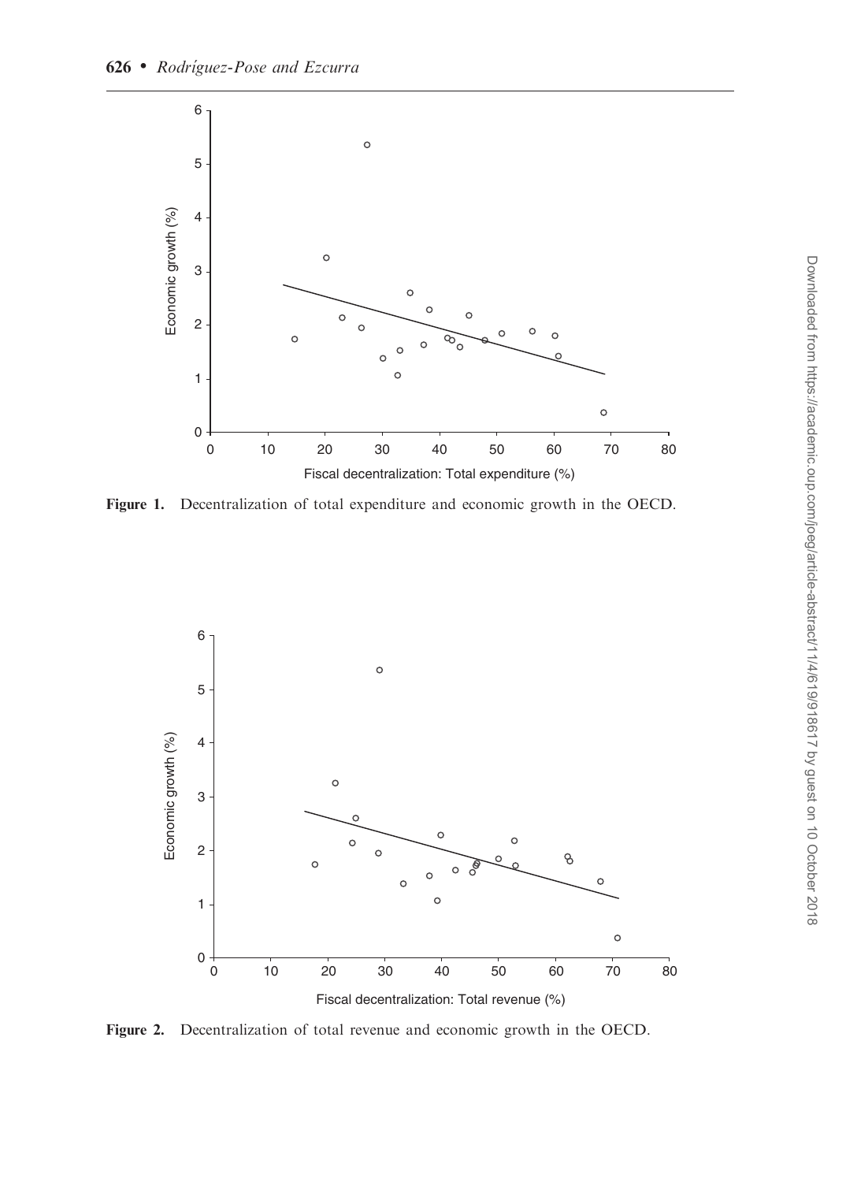Figure 1. Decentralization of total expenditure and economic growth in the OECD.

Figure 2. Decentralization of total revenue and economic growth in the OECD.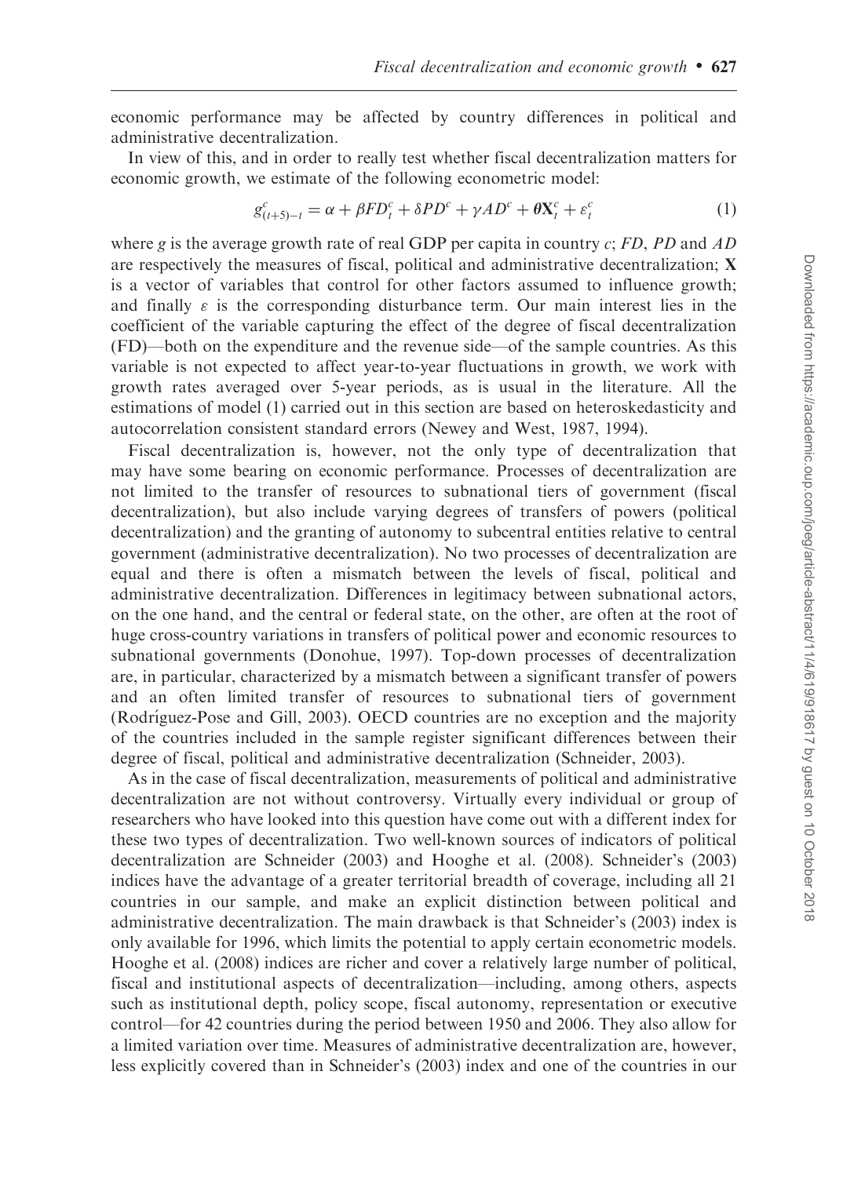economic performance may be affected by country differences in political and administrative decentralization.

In view of this, and in order to really test whether fiscal decentralization matters for economic growth, we estimate of the following econometric model:

$$g^c_{(t+5)-t} = \alpha + \beta FD^c_t + \delta PD^c + \gamma AD^c + \boldsymbol{\theta}\mathbf{X}^c_t + \varepsilon^c_t \tag{1}$$

where $g$ is the average growth rate of real GDP per capita in country $c$; $FD$, $PD$ and $AD$ are respectively the measures of fiscal, political and administrative decentralization; $\mathbf{X}$ is a vector of variables that control for other factors assumed to influence growth; and finally $\varepsilon$ is the corresponding disturbance term. Our main interest lies in the coefficient of the variable capturing the effect of the degree of fiscal decentralization (FD)—both on the expenditure and the revenue side—of the sample countries. As this variable is not expected to affect year-to-year fluctuations in growth, we work with growth rates averaged over 5-year periods, as is usual in the literature. All the estimations of model (1) carried out in this section are based on heteroskedasticity and autocorrelation consistent standard errors (Newey and West, 1987, 1994).

Fiscal decentralization is, however, not the only type of decentralization that may have some bearing on economic performance. Processes of decentralization are not limited to the transfer of resources to subnational tiers of government (fiscal decentralization), but also include varying degrees of transfers of powers (political decentralization) and the granting of autonomy to subcentral entities relative to central government (administrative decentralization). No two processes of decentralization are equal and there is often a mismatch between the levels of fiscal, political and administrative decentralization. Differences in legitimacy between subnational actors, on the one hand, and the central or federal state, on the other, are often at the root of huge cross-country variations in transfers of political power and economic resources to subnational governments (Donohue, 1997). Top-down processes of decentralization are, in particular, characterized by a mismatch between a significant transfer of powers and an often limited transfer of resources to subnational tiers of government (Rodríguez-Pose and Gill, 2003). OECD countries are no exception and the majority of the countries included in the sample register significant differences between their degree of fiscal, political and administrative decentralization (Schneider, 2003).

As in the case of fiscal decentralization, measurements of political and administrative decentralization are not without controversy. Virtually every individual or group of researchers who have looked into this question have come out with a different index for these two types of decentralization. Two well-known sources of indicators of political decentralization are Schneider (2003) and Hooghe et al. (2008). Schneider's (2003) indices have the advantage of a greater territorial breadth of coverage, including all 21 countries in our sample, and make an explicit distinction between political and administrative decentralization. The main drawback is that Schneider's (2003) index is only available for 1996, which limits the potential to apply certain econometric models. Hooghe et al. (2008) indices are richer and cover a relatively large number of political, fiscal and institutional aspects of decentralization—including, among others, aspects such as institutional depth, policy scope, fiscal autonomy, representation or executive control—for 42 countries during the period between 1950 and 2006. They also allow for a limited variation over time. Measures of administrative decentralization are, however, less explicitly covered than in Schneider's (2003) index and one of the countries in our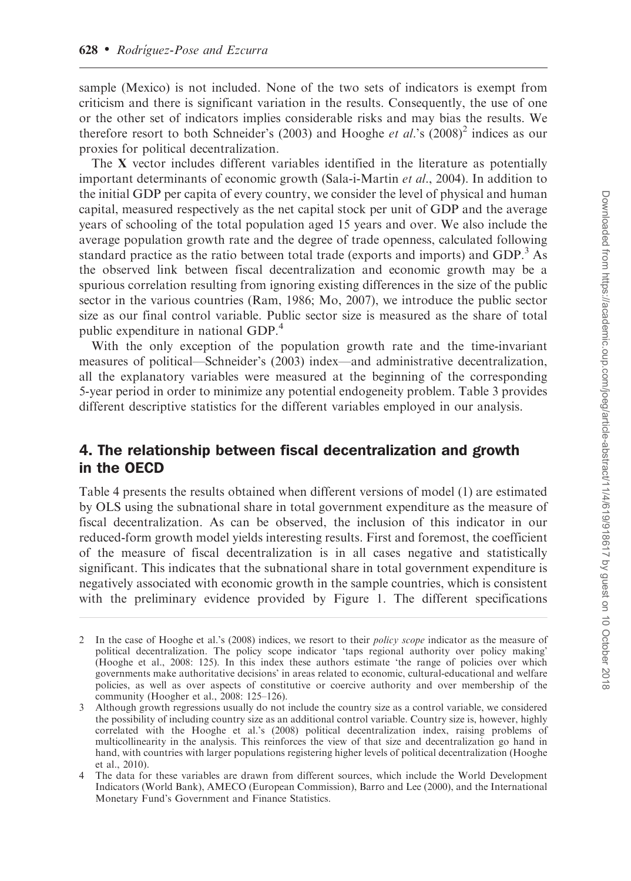sample (Mexico) is not included. None of the two sets of indicators is exempt from criticism and there is significant variation in the results. Consequently, the use of one or the other set of indicators implies considerable risks and may bias the results. We therefore resort to both Schneider's (2003) and Hooghe *et al.*'s (2008)[2] indices as our proxies for political decentralization.

The **X** vector includes different variables identified in the literature as potentially important determinants of economic growth (Sala-i-Martin *et al.*, 2004). In addition to the initial GDP per capita of every country, we consider the level of physical and human capital, measured respectively as the net capital stock per unit of GDP and the average years of schooling of the total population aged 15 years and over. We also include the average population growth rate and the degree of trade openness, calculated following standard practice as the ratio between total trade (exports and imports) and GDP.[3] As the observed link between fiscal decentralization and economic growth may be a spurious correlation resulting from ignoring existing differences in the size of the public sector in the various countries (Ram, 1986; Mo, 2007), we introduce the public sector size as our final control variable. Public sector size is measured as the share of total public expenditure in national GDP.[4]

With the only exception of the population growth rate and the time-invariant measures of political—Schneider's (2003) index—and administrative decentralization, all the explanatory variables were measured at the beginning of the corresponding 5-year period in order to minimize any potential endogeneity problem. Table 3 provides different descriptive statistics for the different variables employed in our analysis.

## 4. The relationship between fiscal decentralization and growth in the OECD

Table 4 presents the results obtained when different versions of model (1) are estimated by OLS using the subnational share in total government expenditure as the measure of fiscal decentralization. As can be observed, the inclusion of this indicator in our reduced-form growth model yields interesting results. First and foremost, the coefficient of the measure of fiscal decentralization is in all cases negative and statistically significant. This indicates that the subnational share in total government expenditure is negatively associated with economic growth in the sample countries, which is consistent with the preliminary evidence provided by Figure 1. The different specifications

---

2 In the case of Hooghe et al.'s (2008) indices, we resort to their *policy scope* indicator as the measure of political decentralization. The policy scope indicator 'taps regional authority over policy making' (Hooghe et al., 2008: 125). In this index these authors estimate 'the range of policies over which governments make authoritative decisions' in areas related to economic, cultural-educational and welfare policies, as well as over aspects of constitutive or coercive authority and over membership of the community (Hoogher et al., 2008: 125–126).

3 Although growth regressions usually do not include the country size as a control variable, we considered the possibility of including country size as an additional control variable. Country size is, however, highly correlated with the Hooghe et al.'s (2008) political decentralization index, raising problems of multicollinearity in the analysis. This reinforces the view that size and decentralization go hand in hand, with countries with larger populations registering higher levels of political decentralization (Hooghe et al., 2010).

4 The data for these variables are drawn from different sources, which include the World Development Indicators (World Bank), AMECO (European Commission), Barro and Lee (2000), and the International Monetary Fund's Government and Finance Statistics.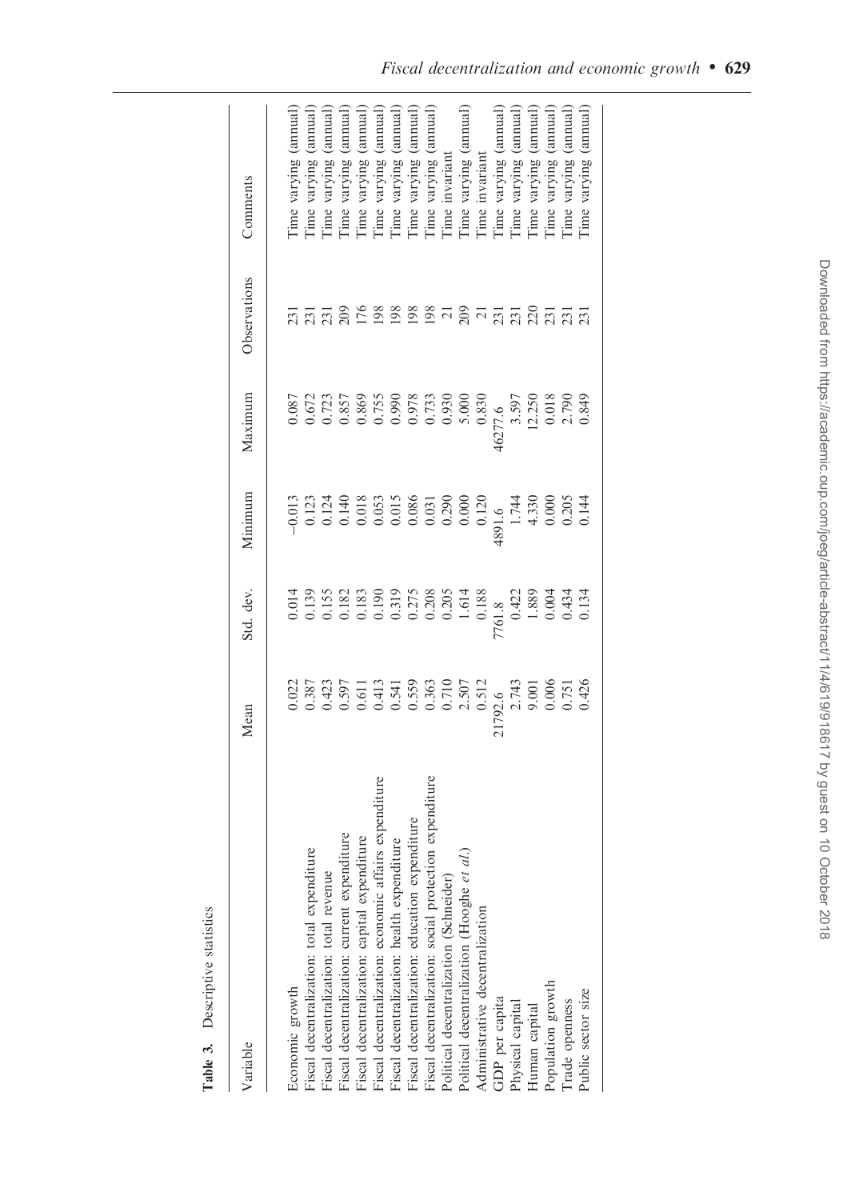**Table 3.** Descriptive statistics

| Variable | Mean | Std. dev. | Minimum | Maximum | Observations | Comments |
|---|---|---|---|---|---|---|
| Economic growth | 0.022 | 0.014 | −0.013 | 0.087 | 231 | Time varying (annual) |
| Fiscal decentralization: total expenditure | 0.387 | 0.139 | 0.123 | 0.672 | 231 | Time varying (annual) |
| Fiscal decentralization: total revenue | 0.423 | 0.155 | 0.124 | 0.723 | 231 | Time varying (annual) |
| Fiscal decentralization: current expenditure | 0.597 | 0.182 | 0.140 | 0.857 | 209 | Time varying (annual) |
| Fiscal decentralization: capital expenditure | 0.611 | 0.183 | 0.018 | 0.869 | 176 | Time varying (annual) |
| Fiscal decentralization: economic affairs expenditure | 0.413 | 0.190 | 0.053 | 0.755 | 198 | Time varying (annual) |
| Fiscal decentralization: health expenditure | 0.541 | 0.319 | 0.015 | 0.990 | 198 | Time varying (annual) |
| Fiscal decentralization: education expenditure | 0.559 | 0.275 | 0.086 | 0.978 | 198 | Time varying (annual) |
| Fiscal decentralization: social protection expenditure | 0.363 | 0.208 | 0.031 | 0.733 | 198 | Time varying (annual) |
| Political decentralization (Schneider) | 0.710 | 0.205 | 0.290 | 0.930 | 21 | Time invariant |
| Political decentralization (Hooghe *et al.*) | 2.507 | 1.614 | 0.000 | 5.000 | 209 | Time varying (annual) |
| Administrative decentralization | 0.512 | 0.188 | 0.120 | 0.830 | 21 | Time invariant |
| GDP per capita | 21792.6 | 7761.8 | 4891.6 | 46277.6 | 231 | Time varying (annual) |
| Physical capital | 2.743 | 0.422 | 1.744 | 3.597 | 231 | Time varying (annual) |
| Human capital | 9.001 | 1.889 | 4.330 | 12.250 | 220 | Time varying (annual) |
| Population growth | 0.006 | 0.004 | 0.000 | 0.018 | 231 | Time varying (annual) |
| Trade openness | 0.751 | 0.434 | 0.205 | 2.790 | 231 | Time varying (annual) |
| Public sector size | 0.426 | 0.134 | 0.144 | 0.849 | 231 | Time varying (annual) |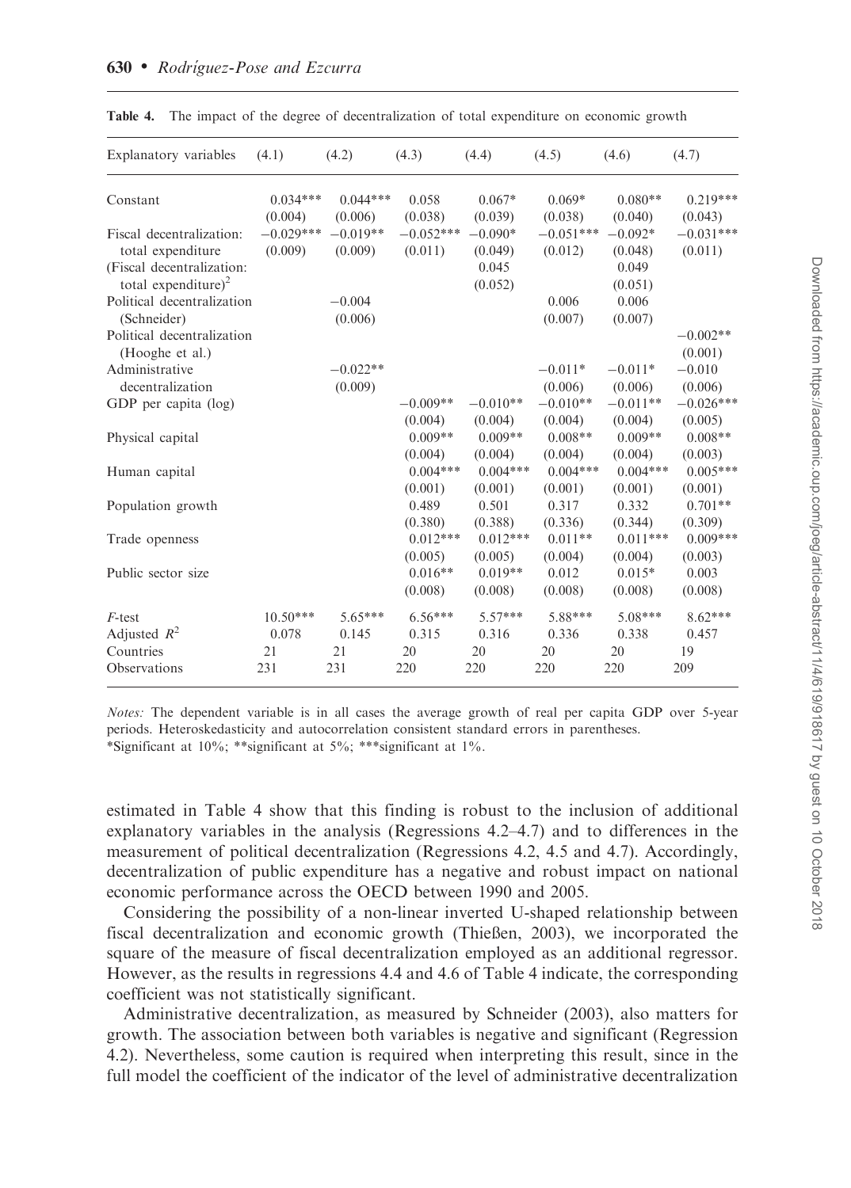**Table 4.** The impact of the degree of decentralization of total expenditure on economic growth

| Explanatory variables | (4.1) | (4.2) | (4.3) | (4.4) | (4.5) | (4.6) | (4.7) |
|---|---|---|---|---|---|---|---|
| Constant | 0.034*** | 0.044*** | 0.058 | 0.067* | 0.069* | 0.080** | 0.219*** |
| | (0.004) | (0.006) | (0.038) | (0.039) | (0.038) | (0.040) | (0.043) |
| Fiscal decentralization: total expenditure | −0.029*** | −0.019** | −0.052*** | −0.090* | −0.051*** | −0.092* | −0.031*** |
| | (0.009) | (0.009) | (0.011) | (0.049) | (0.012) | (0.048) | (0.011) |
| (Fiscal decentralization: total expenditure)$^2$ | | | | 0.045 | | 0.049 | |
| | | | | (0.052) | | (0.051) | |
| Political decentralization (Schneider) | | −0.004 | | | 0.006 | 0.006 | |
| | | (0.006) | | | (0.007) | (0.007) | |
| Political decentralization (Hooghe et al.) | | | | | | | −0.002** |
| | | | | | | | (0.001) |
| Administrative decentralization | | −0.022** | | | −0.011* | −0.011* | −0.010 |
| | | (0.009) | | | (0.006) | (0.006) | (0.006) |
| GDP per capita (log) | | | −0.009** | −0.010** | −0.010** | −0.011** | −0.026*** |
| | | | (0.004) | (0.004) | (0.004) | (0.004) | (0.005) |
| Physical capital | | | 0.009** | 0.009** | 0.008** | 0.009** | 0.008** |
| | | | (0.004) | (0.004) | (0.004) | (0.004) | (0.003) |
| Human capital | | | 0.004*** | 0.004*** | 0.004*** | 0.004*** | 0.005*** |
| | | | (0.001) | (0.001) | (0.001) | (0.001) | (0.001) |
| Population growth | | | 0.489 | 0.501 | 0.317 | 0.332 | 0.701** |
| | | | (0.380) | (0.388) | (0.336) | (0.344) | (0.309) |
| Trade openness | | | 0.012*** | 0.012*** | 0.011** | 0.011*** | 0.009*** |
| | | | (0.005) | (0.005) | (0.004) | (0.004) | (0.003) |
| Public sector size | | | 0.016** | 0.019** | 0.012 | 0.015* | 0.003 |
| | | | (0.008) | (0.008) | (0.008) | (0.008) | (0.008) |
| *F*-test | 10.50*** | 5.65*** | 6.56*** | 5.57*** | 5.88*** | 5.08*** | 8.62*** |
| Adjusted $R^2$ | 0.078 | 0.145 | 0.315 | 0.316 | 0.336 | 0.338 | 0.457 |
| Countries | 21 | 21 | 20 | 20 | 20 | 20 | 19 |
| Observations | 231 | 231 | 220 | 220 | 220 | 220 | 209 |

*Notes:* The dependent variable is in all cases the average growth of real per capita GDP over 5-year periods. Heteroskedasticity and autocorrelation consistent standard errors in parentheses.
*Significant at 10%; **significant at 5%; ***significant at 1%.

estimated in Table 4 show that this finding is robust to the inclusion of additional explanatory variables in the analysis (Regressions 4.2–4.7) and to differences in the measurement of political decentralization (Regressions 4.2, 4.5 and 4.7). Accordingly, decentralization of public expenditure has a negative and robust impact on national economic performance across the OECD between 1990 and 2005.

Considering the possibility of a non-linear inverted U-shaped relationship between fiscal decentralization and economic growth (Thießen, 2003), we incorporated the square of the measure of fiscal decentralization employed as an additional regressor. However, as the results in regressions 4.4 and 4.6 of Table 4 indicate, the corresponding coefficient was not statistically significant.

Administrative decentralization, as measured by Schneider (2003), also matters for growth. The association between both variables is negative and significant (Regression 4.2). Nevertheless, some caution is required when interpreting this result, since in the full model the coefficient of the indicator of the level of administrative decentralization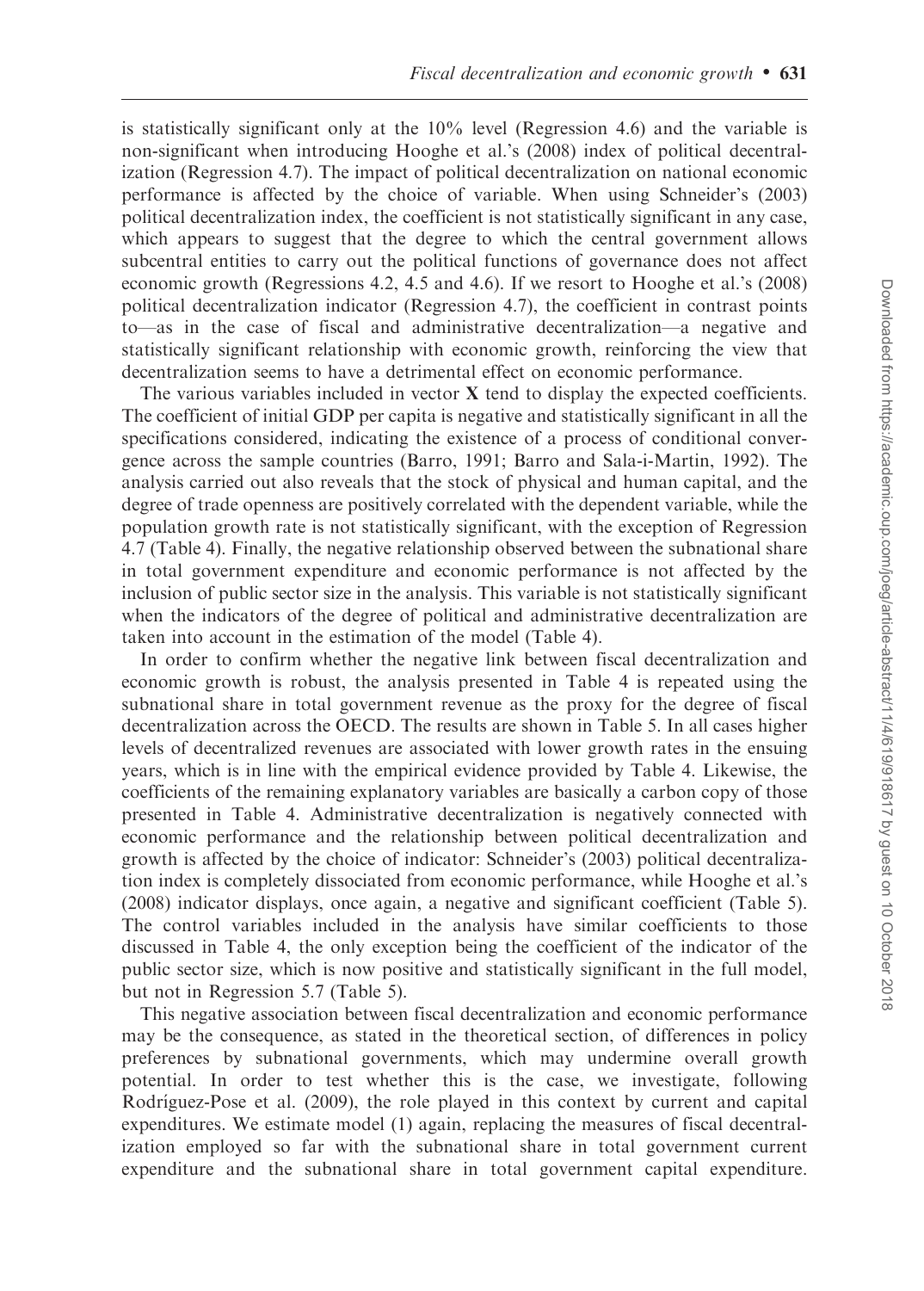is statistically significant only at the 10% level (Regression 4.6) and the variable is non-significant when introducing Hooghe et al.'s (2008) index of political decentralization (Regression 4.7). The impact of political decentralization on national economic performance is affected by the choice of variable. When using Schneider's (2003) political decentralization index, the coefficient is not statistically significant in any case, which appears to suggest that the degree to which the central government allows subcentral entities to carry out the political functions of governance does not affect economic growth (Regressions 4.2, 4.5 and 4.6). If we resort to Hooghe et al.'s (2008) political decentralization indicator (Regression 4.7), the coefficient in contrast points to—as in the case of fiscal and administrative decentralization—a negative and statistically significant relationship with economic growth, reinforcing the view that decentralization seems to have a detrimental effect on economic performance.

The various variables included in vector **X** tend to display the expected coefficients. The coefficient of initial GDP per capita is negative and statistically significant in all the specifications considered, indicating the existence of a process of conditional convergence across the sample countries (Barro, 1991; Barro and Sala-i-Martin, 1992). The analysis carried out also reveals that the stock of physical and human capital, and the degree of trade openness are positively correlated with the dependent variable, while the population growth rate is not statistically significant, with the exception of Regression 4.7 (Table 4). Finally, the negative relationship observed between the subnational share in total government expenditure and economic performance is not affected by the inclusion of public sector size in the analysis. This variable is not statistically significant when the indicators of the degree of political and administrative decentralization are taken into account in the estimation of the model (Table 4).

In order to confirm whether the negative link between fiscal decentralization and economic growth is robust, the analysis presented in Table 4 is repeated using the subnational share in total government revenue as the proxy for the degree of fiscal decentralization across the OECD. The results are shown in Table 5. In all cases higher levels of decentralized revenues are associated with lower growth rates in the ensuing years, which is in line with the empirical evidence provided by Table 4. Likewise, the coefficients of the remaining explanatory variables are basically a carbon copy of those presented in Table 4. Administrative decentralization is negatively connected with economic performance and the relationship between political decentralization and growth is affected by the choice of indicator: Schneider's (2003) political decentralization index is completely dissociated from economic performance, while Hooghe et al.'s (2008) indicator displays, once again, a negative and significant coefficient (Table 5). The control variables included in the analysis have similar coefficients to those discussed in Table 4, the only exception being the coefficient of the indicator of the public sector size, which is now positive and statistically significant in the full model, but not in Regression 5.7 (Table 5).

This negative association between fiscal decentralization and economic performance may be the consequence, as stated in the theoretical section, of differences in policy preferences by subnational governments, which may undermine overall growth potential. In order to test whether this is the case, we investigate, following Rodríguez-Pose et al. (2009), the role played in this context by current and capital expenditures. We estimate model (1) again, replacing the measures of fiscal decentralization employed so far with the subnational share in total government current expenditure and the subnational share in total government capital expenditure.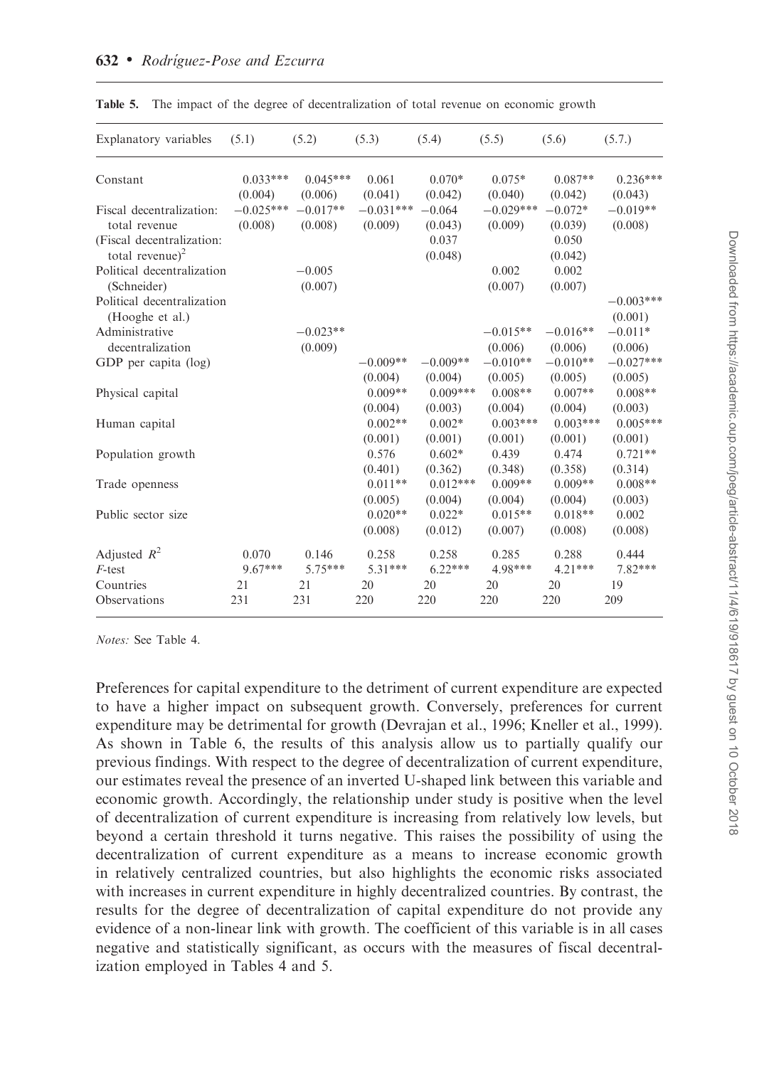**Table 5.** The impact of the degree of decentralization of total revenue on economic growth

| Explanatory variables | (5.1) | (5.2) | (5.3) | (5.4) | (5.5) | (5.6) | (5.7.) |
|---|---|---|---|---|---|---|---|
| Constant | 0.033*** | 0.045*** | 0.061 | 0.070* | 0.075* | 0.087** | 0.236*** |
| | (0.004) | (0.006) | (0.041) | (0.042) | (0.040) | (0.042) | (0.043) |
| Fiscal decentralization: total revenue | −0.025*** | −0.017** | −0.031*** | −0.064 | −0.029*** | −0.072* | −0.019** |
| | (0.008) | (0.008) | (0.009) | (0.043) | (0.009) | (0.039) | (0.008) |
| (Fiscal decentralization: total revenue)$^2$ | | | | 0.037 | | 0.050 | |
| | | | | (0.048) | | (0.042) | |
| Political decentralization (Schneider) | | −0.005 | | | 0.002 | 0.002 | |
| | | (0.007) | | | (0.007) | (0.007) | |
| Political decentralization (Hooghe et al.) | | | | | | | −0.003*** |
| | | | | | | | (0.001) |
| Administrative decentralization | | −0.023** | | | −0.015** | −0.016** | −0.011* |
| | | (0.009) | | | (0.006) | (0.006) | (0.006) |
| GDP per capita (log) | | | −0.009** | −0.009** | −0.010** | −0.010** | −0.027*** |
| | | | (0.004) | (0.004) | (0.005) | (0.005) | (0.005) |
| Physical capital | | | 0.009** | 0.009*** | 0.008** | 0.007** | 0.008** |
| | | | (0.004) | (0.003) | (0.004) | (0.004) | (0.003) |
| Human capital | | | 0.002** | 0.002* | 0.003*** | 0.003*** | 0.005*** |
| | | | (0.001) | (0.001) | (0.001) | (0.001) | (0.001) |
| Population growth | | | 0.576 | 0.602* | 0.439 | 0.474 | 0.721** |
| | | | (0.401) | (0.362) | (0.348) | (0.358) | (0.314) |
| Trade openness | | | 0.011** | 0.012*** | 0.009** | 0.009** | 0.008** |
| | | | (0.005) | (0.004) | (0.004) | (0.004) | (0.003) |
| Public sector size | | | 0.020** | 0.022* | 0.015** | 0.018** | 0.002 |
| | | | (0.008) | (0.012) | (0.007) | (0.008) | (0.008) |
| Adjusted $R^2$ | 0.070 | 0.146 | 0.258 | 0.258 | 0.285 | 0.288 | 0.444 |
| $F$-test | 9.67*** | 5.75*** | 5.31*** | 6.22*** | 4.98*** | 4.21*** | 7.82*** |
| Countries | 21 | 21 | 20 | 20 | 20 | 20 | 19 |
| Observations | 231 | 231 | 220 | 220 | 220 | 220 | 209 |

*Notes:* See Table 4.

Preferences for capital expenditure to the detriment of current expenditure are expected to have a higher impact on subsequent growth. Conversely, preferences for current expenditure may be detrimental for growth (Devrajan et al., 1996; Kneller et al., 1999). As shown in Table 6, the results of this analysis allow us to partially qualify our previous findings. With respect to the degree of decentralization of current expenditure, our estimates reveal the presence of an inverted U-shaped link between this variable and economic growth. Accordingly, the relationship under study is positive when the level of decentralization of current expenditure is increasing from relatively low levels, but beyond a certain threshold it turns negative. This raises the possibility of using the decentralization of current expenditure as a means to increase economic growth in relatively centralized countries, but also highlights the economic risks associated with increases in current expenditure in highly decentralized countries. By contrast, the results for the degree of decentralization of capital expenditure do not provide any evidence of a non-linear link with growth. The coefficient of this variable is in all cases negative and statistically significant, as occurs with the measures of fiscal decentralization employed in Tables 4 and 5.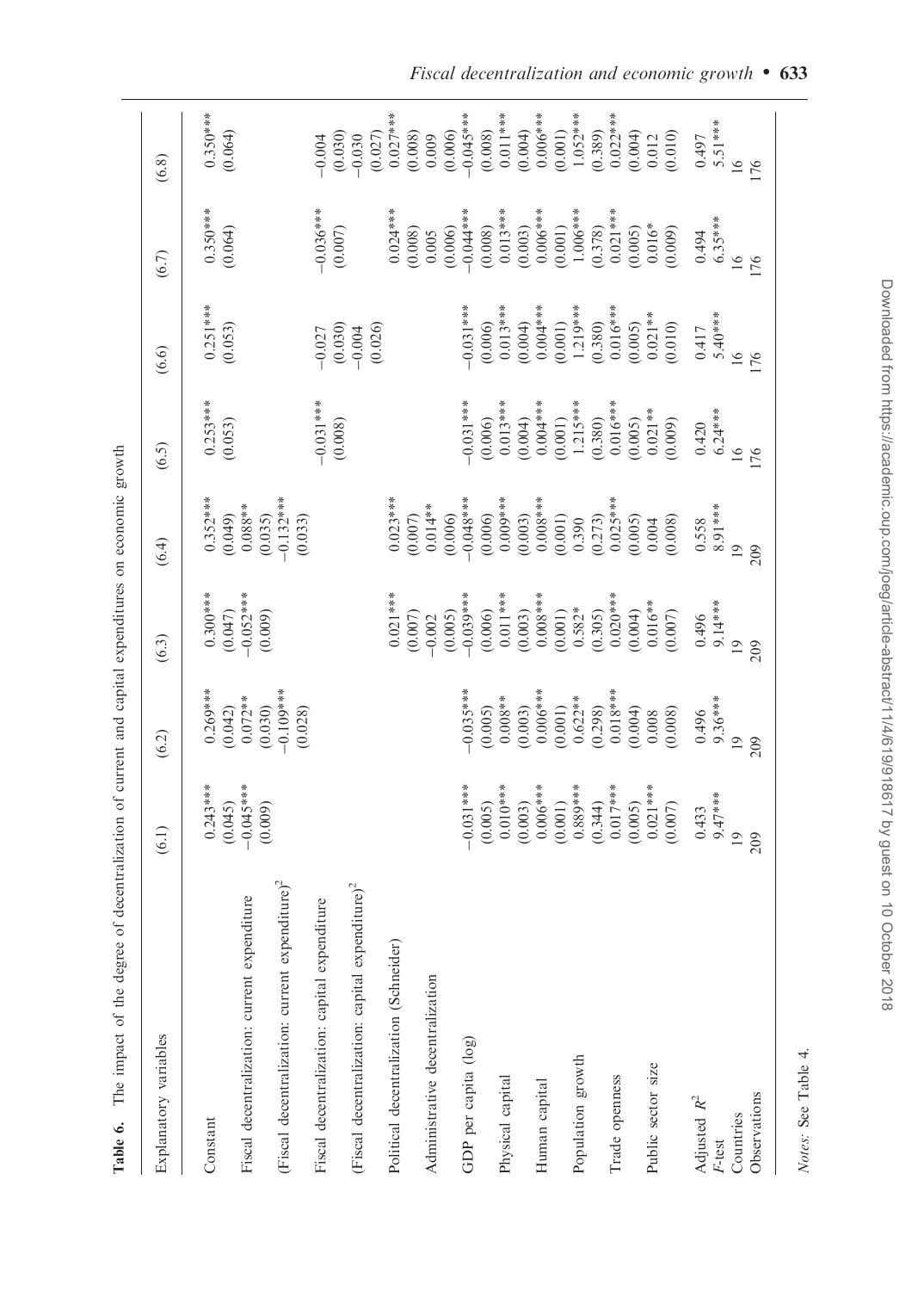**Table 6.** The impact of the degree of decentralization of current and capital expenditures on economic growth

| Explanatory variables | (6.1) | (6.2) | (6.3) | (6.4) | (6.5) | (6.6) | (6.7) | (6.8) |
|---|---|---|---|---|---|---|---|---|
| Constant | 0.243*** | 0.269*** | 0.300*** | 0.352*** | 0.253*** | 0.251*** | 0.350*** | 0.350*** |
| | (0.045) | (0.042) | (0.047) | (0.049) | (0.053) | (0.053) | (0.064) | (0.064) |
| Fiscal decentralization: current expenditure | −0.045*** | 0.072** | −0.052*** | 0.088** | | | | |
| | (0.009) | (0.030) | (0.009) | (0.035) | | | | |
| (Fiscal decentralization: current expenditure)$^2$ | | −0.109*** | | −0.132*** | | | | |
| | | (0.028) | | (0.033) | | | | |
| Fiscal decentralization: capital expenditure | | | | | −0.031*** | −0.027 | −0.036*** | −0.004 |
| | | | | | (0.008) | (0.030) | (0.007) | (0.030) |
| (Fiscal decentralization: capital expenditure)$^2$ | | | | | | −0.004 | | −0.030 |
| | | | | | | (0.026) | | (0.027) |
| Political decentralization (Schneider) | | | 0.021*** | 0.023*** | | | 0.024*** | 0.027*** |
| | | | (0.007) | (0.007) | | | (0.008) | (0.008) |
| Administrative decentralization | | | −0.002 | 0.014** | | | 0.005 | 0.009 |
| | | | (0.005) | (0.006) | | | (0.006) | (0.006) |
| GDP per capita (log) | −0.031*** | −0.035*** | −0.039*** | −0.048*** | −0.031*** | −0.031*** | −0.044*** | −0.045*** |
| | (0.005) | (0.005) | (0.006) | (0.006) | (0.006) | (0.006) | (0.008) | (0.008) |
| Physical capital | 0.010*** | 0.008** | 0.011*** | 0.009*** | 0.013*** | 0.013*** | 0.013*** | 0.011*** |
| | (0.003) | (0.003) | (0.003) | (0.003) | (0.004) | (0.004) | (0.003) | (0.004) |
| Human capital | 0.006*** | 0.006*** | 0.008*** | 0.008*** | 0.004*** | 0.004*** | 0.006*** | 0.006*** |
| | (0.001) | (0.001) | (0.001) | (0.001) | (0.001) | (0.001) | (0.001) | (0.001) |
| Population growth | 0.889*** | 0.622** | 0.582* | 0.390 | 1.215*** | 1.219*** | 1.006*** | 1.052*** |
| | (0.344) | (0.298) | (0.305) | (0.273) | (0.380) | (0.380) | (0.378) | (0.389) |
| Trade openness | 0.017*** | 0.018*** | 0.020*** | 0.025*** | 0.016*** | 0.016*** | 0.021*** | 0.022*** |
| | (0.005) | (0.004) | (0.004) | (0.005) | (0.005) | (0.005) | (0.005) | (0.004) |
| Public sector size | 0.021*** | 0.008 | 0.016** | 0.004 | 0.021** | 0.021** | 0.016* | 0.012 |
| | (0.007) | (0.008) | (0.007) | (0.008) | (0.009) | (0.010) | (0.009) | (0.010) |
| Adjusted $R^2$ | 0.433 | 0.496 | 0.496 | 0.558 | 0.420 | 0.417 | 0.494 | 0.497 |
| $F$-test | 9.47*** | 9.36*** | 9.14*** | 8.91*** | 6.24*** | 5.40*** | 6.35*** | 5.51*** |
| Countries | 19 | 19 | 19 | 19 | 16 | 16 | 16 | 16 |
| Observations | 209 | 209 | 209 | 209 | 176 | 176 | 176 | 176 |

*Notes:* See Table 4.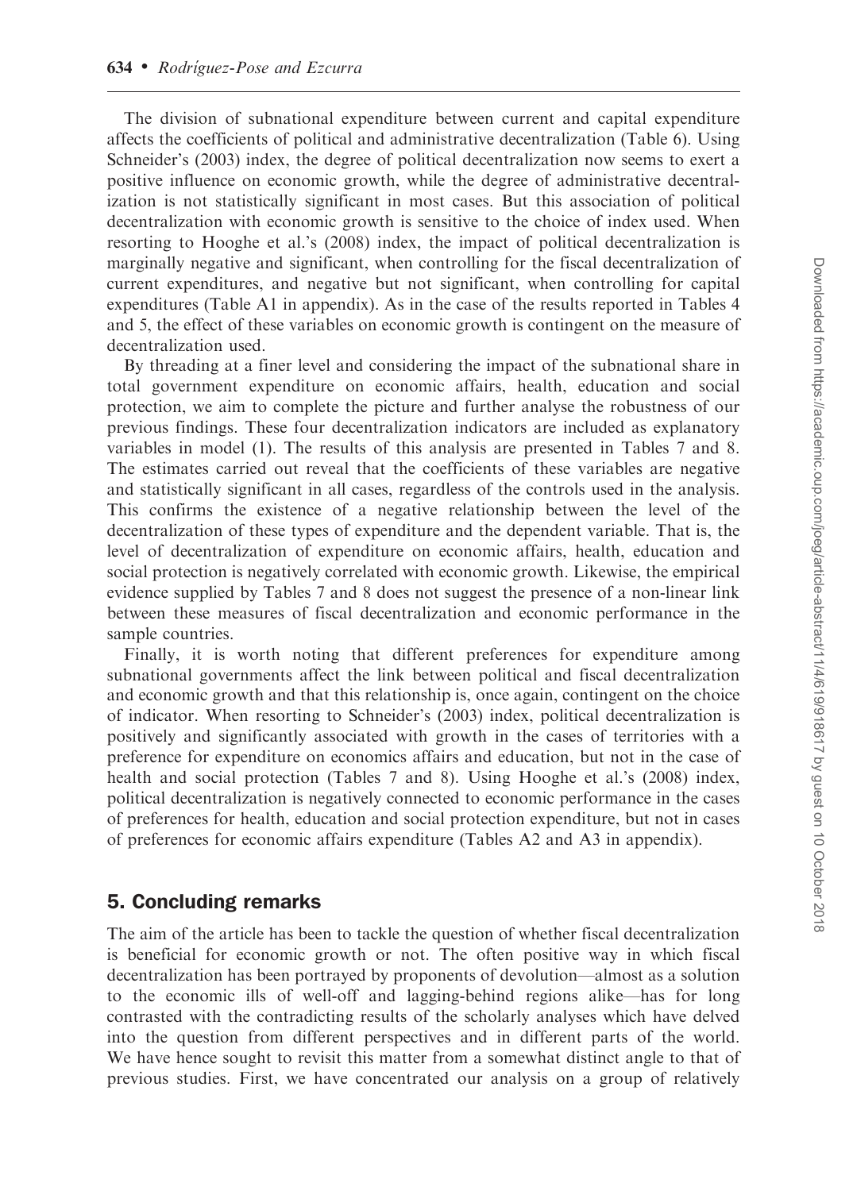The division of subnational expenditure between current and capital expenditure affects the coefficients of political and administrative decentralization (Table 6). Using Schneider's (2003) index, the degree of political decentralization now seems to exert a positive influence on economic growth, while the degree of administrative decentralization is not statistically significant in most cases. But this association of political decentralization with economic growth is sensitive to the choice of index used. When resorting to Hooghe et al.'s (2008) index, the impact of political decentralization is marginally negative and significant, when controlling for the fiscal decentralization of current expenditures, and negative but not significant, when controlling for capital expenditures (Table A1 in appendix). As in the case of the results reported in Tables 4 and 5, the effect of these variables on economic growth is contingent on the measure of decentralization used.

By threading at a finer level and considering the impact of the subnational share in total government expenditure on economic affairs, health, education and social protection, we aim to complete the picture and further analyse the robustness of our previous findings. These four decentralization indicators are included as explanatory variables in model (1). The results of this analysis are presented in Tables 7 and 8. The estimates carried out reveal that the coefficients of these variables are negative and statistically significant in all cases, regardless of the controls used in the analysis. This confirms the existence of a negative relationship between the level of the decentralization of these types of expenditure and the dependent variable. That is, the level of decentralization of expenditure on economic affairs, health, education and social protection is negatively correlated with economic growth. Likewise, the empirical evidence supplied by Tables 7 and 8 does not suggest the presence of a non-linear link between these measures of fiscal decentralization and economic performance in the sample countries.

Finally, it is worth noting that different preferences for expenditure among subnational governments affect the link between political and fiscal decentralization and economic growth and that this relationship is, once again, contingent on the choice of indicator. When resorting to Schneider's (2003) index, political decentralization is positively and significantly associated with growth in the cases of territories with a preference for expenditure on economics affairs and education, but not in the case of health and social protection (Tables 7 and 8). Using Hooghe et al.'s (2008) index, political decentralization is negatively connected to economic performance in the cases of preferences for health, education and social protection expenditure, but not in cases of preferences for economic affairs expenditure (Tables A2 and A3 in appendix).

## 5. Concluding remarks

The aim of the article has been to tackle the question of whether fiscal decentralization is beneficial for economic growth or not. The often positive way in which fiscal decentralization has been portrayed by proponents of devolution—almost as a solution to the economic ills of well-off and lagging-behind regions alike—has for long contrasted with the contradicting results of the scholarly analyses which have delved into the question from different perspectives and in different parts of the world. We have hence sought to revisit this matter from a somewhat distinct angle to that of previous studies. First, we have concentrated our analysis on a group of relatively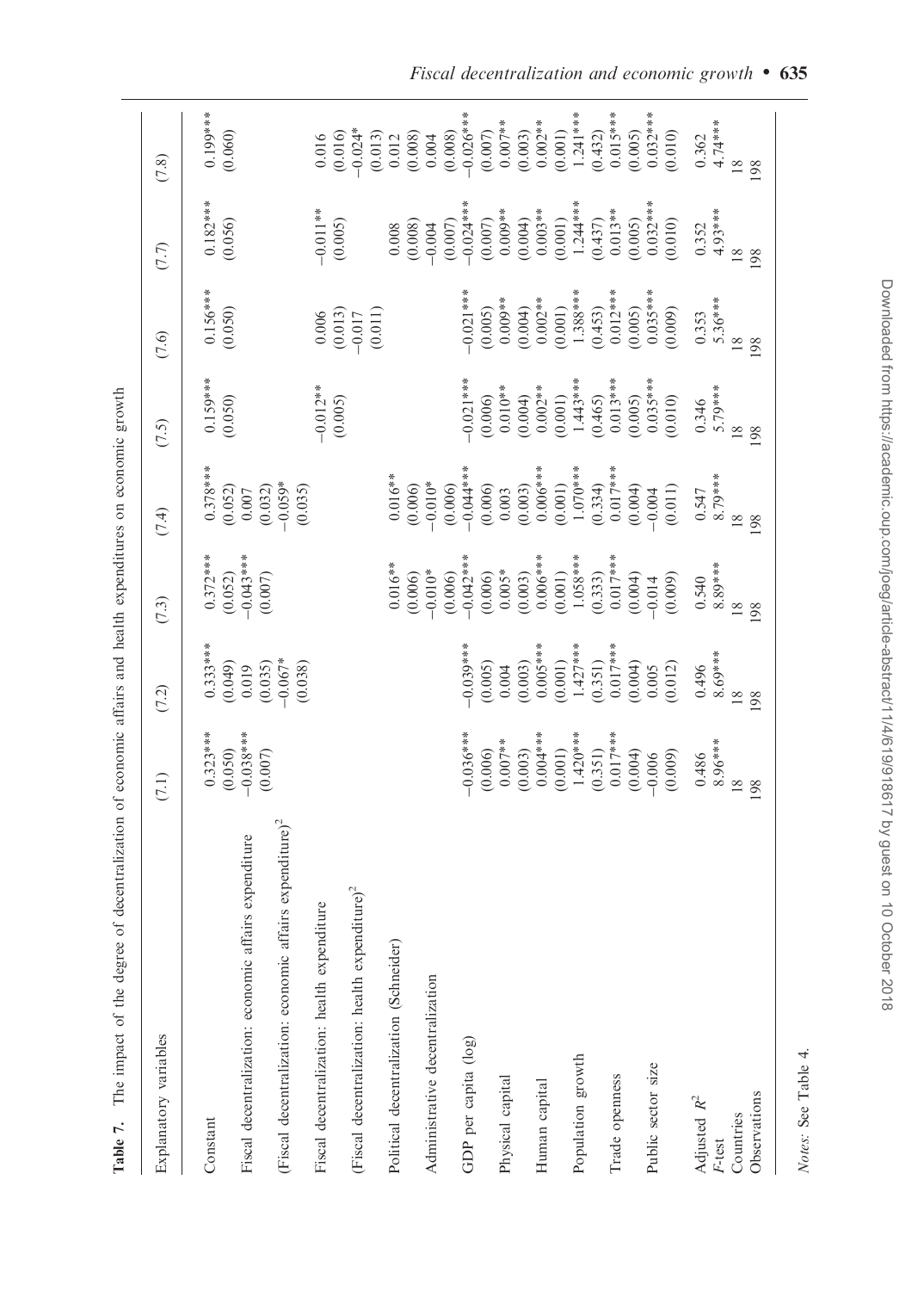**Table 7.** The impact of the degree of decentralization of economic affairs and health expenditures on economic growth

| Explanatory variables | (7.1) | (7.2) | (7.3) | (7.4) | (7.5) | (7.6) | (7.7) | (7.8) |
|---|---|---|---|---|---|---|---|---|
| Constant | 0.323*** | 0.333*** | 0.372*** | 0.378*** | 0.159*** | 0.156*** | 0.182*** | 0.199*** |
| | (0.050) | (0.049) | (0.052) | (0.052) | (0.050) | (0.050) | (0.056) | (0.060) |
| Fiscal decentralization: economic affairs expenditure | −0.038*** | 0.019 | −0.043*** | 0.007 | | | | |
| | (0.007) | (0.035) | (0.007) | (0.032) | | | | |
| (Fiscal decentralization: economic affairs expenditure)$^2$ | | −0.067* | | −0.059* | | | | |
| | | (0.038) | | (0.035) | | | | |
| Fiscal decentralization: health expenditure | | | | | −0.012** | 0.006 | −0.011** | 0.016 |
| | | | | | (0.005) | (0.013) | (0.005) | (0.016) |
| (Fiscal decentralization: health expenditure)$^2$ | | | | | | −0.017 | | −0.024* |
| | | | | | | (0.011) | | (0.013) |
| Political decentralization (Schneider) | | | 0.016** | 0.016** | | | 0.008 | 0.012 |
| | | | (0.006) | (0.006) | | | (0.008) | (0.008) |
| Administrative decentralization | | | −0.010* | −0.010* | | | −0.004 | 0.004 |
| | | | (0.006) | (0.006) | | | (0.007) | (0.008) |
| GDP per capita (log) | −0.036*** | −0.039*** | −0.042*** | −0.044*** | −0.021*** | −0.021*** | −0.024*** | −0.026*** |
| | (0.006) | (0.005) | (0.006) | (0.006) | (0.006) | (0.005) | (0.007) | (0.007) |
| Physical capital | 0.007** | 0.004 | 0.005* | 0.003 | 0.010** | 0.009** | 0.009** | 0.007** |
| | (0.003) | (0.003) | (0.003) | (0.003) | (0.004) | (0.004) | (0.004) | (0.003) |
| Human capital | 0.004*** | 0.005*** | 0.006*** | 0.006*** | 0.002** | 0.002** | 0.003** | 0.002** |
| | (0.001) | (0.001) | (0.001) | (0.001) | (0.001) | (0.001) | (0.001) | (0.001) |
| Population growth | 1.420*** | 1.427*** | 1.058*** | 1.070*** | 1.443*** | 1.388*** | 1.244*** | 1.241*** |
| | (0.351) | (0.351) | (0.333) | (0.334) | (0.465) | (0.453) | (0.437) | (0.432) |
| Trade openness | 0.017*** | 0.017*** | 0.017*** | 0.017*** | 0.013*** | 0.012*** | 0.013** | 0.015*** |
| | (0.004) | (0.004) | (0.004) | (0.004) | (0.005) | (0.005) | (0.005) | (0.005) |
| Public sector size | −0.006 | 0.005 | −0.014 | −0.004 | 0.035*** | 0.035*** | 0.032*** | 0.032*** |
| | (0.009) | (0.012) | (0.009) | (0.011) | (0.010) | (0.009) | (0.010) | (0.010) |
| Adjusted $R^2$ | 0.486 | 0.496 | 0.540 | 0.547 | 0.346 | 0.353 | 0.352 | 0.362 |
| $F$-test | 8.96*** | 8.69*** | 8.89*** | 8.79*** | 5.79*** | 5.36*** | 4.93*** | 4.74*** |
| Countries | 18 | 18 | 18 | 18 | 18 | 18 | 18 | 18 |
| Observations | 198 | 198 | 198 | 198 | 198 | 198 | 198 | 198 |

*Notes:* See Table 4.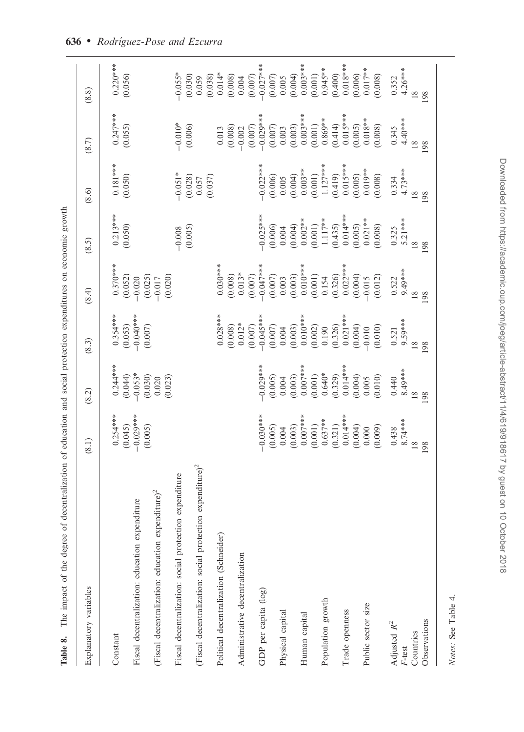**Table 8.** The impact of the degree of decentralization of education and social protection expenditures on economic growth

| Explanatory variables | (8.1) | (8.2) | (8.3) | (8.4) | (8.5) | (8.6) | (8.7) | (8.8) |
|---|---|---|---|---|---|---|---|---|
| Constant | 0.254*** | 0.244*** | 0.354*** | 0.370*** | 0.213*** | 0.181*** | 0.247*** | 0.220*** |
| | (0.045) | (0.044) | (0.053) | (0.052) | (0.050) | (0.050) | (0.055) | (0.056) |
| Fiscal decentralization: education expenditure | −0.029*** | −0.053* | −0.040*** | −0.020 | | | | |
| | (0.005) | (0.030) | (0.007) | (0.025) | | | | |
| (Fiscal decentralization: education expenditure)$^2$ | | 0.020 | | −0.017 | | | | |
| | | (0.023) | | (0.020) | | | | |
| Fiscal decentralization: social protection expenditure | | | | | −0.008 | −0.051* | −0.010* | −0.055* |
| | | | | | (0.005) | (0.028) | (0.006) | (0.030) |
| (Fiscal decentralization: social protection expenditure)$^2$ | | | | | | 0.057 | | 0.059 |
| | | | | | | (0.037) | | (0.038) |
| Political decentralization (Schneider) | | | 0.028*** | 0.030*** | | | 0.013 | 0.014* |
| | | | (0.008) | (0.008) | | | (0.008) | (0.008) |
| Administrative decentralization | | | 0.012* | 0.013* | | | −0.002 | 0.004 |
| | | | (0.007) | (0.007) | | | (0.007) | (0.007) |
| GDP per capita (log) | −0.030*** | −0.029*** | −0.045*** | −0.047*** | −0.025*** | −0.022*** | −0.029*** | −0.027*** |
| | (0.005) | (0.005) | (0.007) | (0.007) | (0.006) | (0.006) | (0.007) | (0.007) |
| Physical capital | 0.004 | 0.004 | 0.004 | 0.003 | 0.004 | 0.005 | 0.003 | 0.005 |
| | (0.003) | (0.003) | (0.003) | (0.003) | (0.004) | (0.004) | (0.003) | (0.004) |
| Human capital | 0.007*** | 0.007*** | 0.010*** | 0.010*** | 0.002** | 0.003** | 0.003*** | 0.003*** |
| | (0.001) | (0.001) | (0.002) | (0.001) | (0.001) | (0.001) | (0.001) | (0.001) |
| Population growth | 0.637** | 0.640* | 0.190 | 0.154 | 1.117** | 1.127*** | 0.869** | 0.945** |
| | (0.321) | (0.329) | (0.326) | (0.326) | (0.435) | (0.419) | (0.414) | (0.400) |
| Trade openness | 0.014*** | 0.014*** | 0.021*** | 0.022*** | 0.014*** | 0.015*** | 0.015*** | 0.018*** |
| | (0.004) | (0.004) | (0.004) | (0.004) | (0.005) | (0.005) | (0.005) | (0.006) |
| Public sector size | 0.000 | 0.005 | −0.010 | −0.015 | 0.021** | 0.019** | 0.018** | 0.017** |
| | (0.009) | (0.010) | (0.010) | (0.012) | (0.008) | (0.008) | (0.008) | (0.008) |
| Adjusted $R^2$ | 0.438 | 0.440 | 0.521 | 0.522 | 0.325 | 0.334 | 0.345 | 0.352 |
| $F$-test | 8.74*** | 8.49*** | 9.59*** | 9.49*** | 5.21*** | 4.73*** | 4.40*** | 4.26*** |
| Countries | 18 | 18 | 18 | 18 | 18 | 18 | 18 | 18 |
| Observations | 198 | 198 | 198 | 198 | 198 | 198 | 198 | 198 |

*Notes:* See Table 4.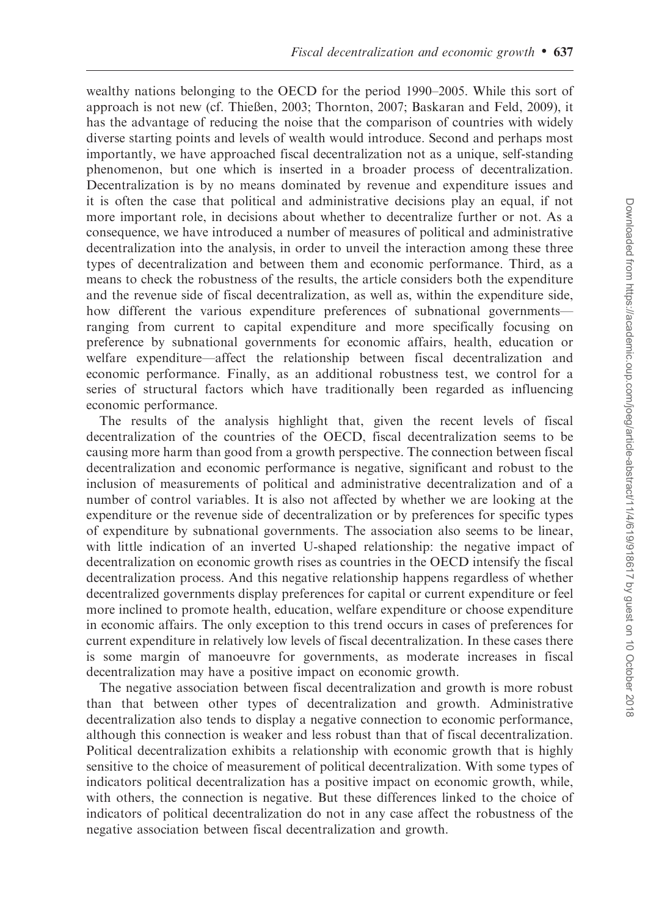wealthy nations belonging to the OECD for the period 1990–2005. While this sort of approach is not new (cf. Thießen, 2003; Thornton, 2007; Baskaran and Feld, 2009), it has the advantage of reducing the noise that the comparison of countries with widely diverse starting points and levels of wealth would introduce. Second and perhaps most importantly, we have approached fiscal decentralization not as a unique, self-standing phenomenon, but one which is inserted in a broader process of decentralization. Decentralization is by no means dominated by revenue and expenditure issues and it is often the case that political and administrative decisions play an equal, if not more important role, in decisions about whether to decentralize further or not. As a consequence, we have introduced a number of measures of political and administrative decentralization into the analysis, in order to unveil the interaction among these three types of decentralization and between them and economic performance. Third, as a means to check the robustness of the results, the article considers both the expenditure and the revenue side of fiscal decentralization, as well as, within the expenditure side, how different the various expenditure preferences of subnational governments—ranging from current to capital expenditure and more specifically focusing on preference by subnational governments for economic affairs, health, education or welfare expenditure—affect the relationship between fiscal decentralization and economic performance. Finally, as an additional robustness test, we control for a series of structural factors which have traditionally been regarded as influencing economic performance.

The results of the analysis highlight that, given the recent levels of fiscal decentralization of the countries of the OECD, fiscal decentralization seems to be causing more harm than good from a growth perspective. The connection between fiscal decentralization and economic performance is negative, significant and robust to the inclusion of measurements of political and administrative decentralization and of a number of control variables. It is also not affected by whether we are looking at the expenditure or the revenue side of decentralization or by preferences for specific types of expenditure by subnational governments. The association also seems to be linear, with little indication of an inverted U-shaped relationship: the negative impact of decentralization on economic growth rises as countries in the OECD intensify the fiscal decentralization process. And this negative relationship happens regardless of whether decentralized governments display preferences for capital or current expenditure or feel more inclined to promote health, education, welfare expenditure or choose expenditure in economic affairs. The only exception to this trend occurs in cases of preferences for current expenditure in relatively low levels of fiscal decentralization. In these cases there is some margin of manoeuvre for governments, as moderate increases in fiscal decentralization may have a positive impact on economic growth.

The negative association between fiscal decentralization and growth is more robust than that between other types of decentralization and growth. Administrative decentralization also tends to display a negative connection to economic performance, although this connection is weaker and less robust than that of fiscal decentralization. Political decentralization exhibits a relationship with economic growth that is highly sensitive to the choice of measurement of political decentralization. With some types of indicators political decentralization has a positive impact on economic growth, while, with others, the connection is negative. But these differences linked to the choice of indicators of political decentralization do not in any case affect the robustness of the negative association between fiscal decentralization and growth.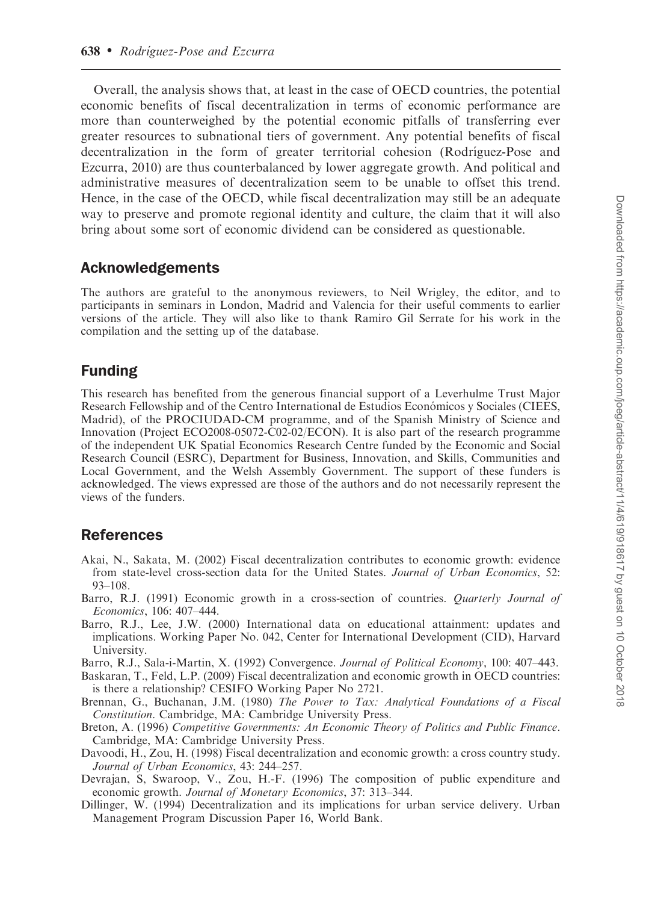Overall, the analysis shows that, at least in the case of OECD countries, the potential economic benefits of fiscal decentralization in terms of economic performance are more than counterweighed by the potential economic pitfalls of transferring ever greater resources to subnational tiers of government. Any potential benefits of fiscal decentralization in the form of greater territorial cohesion (Rodríguez-Pose and Ezcurra, 2010) are thus counterbalanced by lower aggregate growth. And political and administrative measures of decentralization seem to be unable to offset this trend. Hence, in the case of the OECD, while fiscal decentralization may still be an adequate way to preserve and promote regional identity and culture, the claim that it will also bring about some sort of economic dividend can be considered as questionable.

## Acknowledgements

The authors are grateful to the anonymous reviewers, to Neil Wrigley, the editor, and to participants in seminars in London, Madrid and Valencia for their useful comments to earlier versions of the article. They will also like to thank Ramiro Gil Serrate for his work in the compilation and the setting up of the database.

## Funding

This research has benefited from the generous financial support of a Leverhulme Trust Major Research Fellowship and of the Centro International de Estudios Económicos y Sociales (CIEES, Madrid), of the PROCIUDAD-CM programme, and of the Spanish Ministry of Science and Innovation (Project ECO2008-05072-C02-02/ECON). It is also part of the research programme of the independent UK Spatial Economics Research Centre funded by the Economic and Social Research Council (ESRC), Department for Business, Innovation, and Skills, Communities and Local Government, and the Welsh Assembly Government. The support of these funders is acknowledged. The views expressed are those of the authors and do not necessarily represent the views of the funders.

## References

Akai, N., Sakata, M. (2002) Fiscal decentralization contributes to economic growth: evidence from state-level cross-section data for the United States. *Journal of Urban Economics*, 52: 93–108.

Barro, R.J. (1991) Economic growth in a cross-section of countries. *Quarterly Journal of Economics*, 106: 407–444.

Barro, R.J., Lee, J.W. (2000) International data on educational attainment: updates and implications. Working Paper No. 042, Center for International Development (CID), Harvard University.

Barro, R.J., Sala-i-Martin, X. (1992) Convergence. *Journal of Political Economy*, 100: 407–443.

Baskaran, T., Feld, L.P. (2009) Fiscal decentralization and economic growth in OECD countries: is there a relationship? CESIFO Working Paper No 2721.

Brennan, G., Buchanan, J.M. (1980) *The Power to Tax: Analytical Foundations of a Fiscal Constitution*. Cambridge, MA: Cambridge University Press.

Breton, A. (1996) *Competitive Governments: An Economic Theory of Politics and Public Finance*. Cambridge, MA: Cambridge University Press.

Davoodi, H., Zou, H. (1998) Fiscal decentralization and economic growth: a cross country study. *Journal of Urban Economics*, 43: 244–257.

Devrajan, S, Swaroop, V., Zou, H.-F. (1996) The composition of public expenditure and economic growth. *Journal of Monetary Economics*, 37: 313–344.

Dillinger, W. (1994) Decentralization and its implications for urban service delivery. Urban Management Program Discussion Paper 16, World Bank.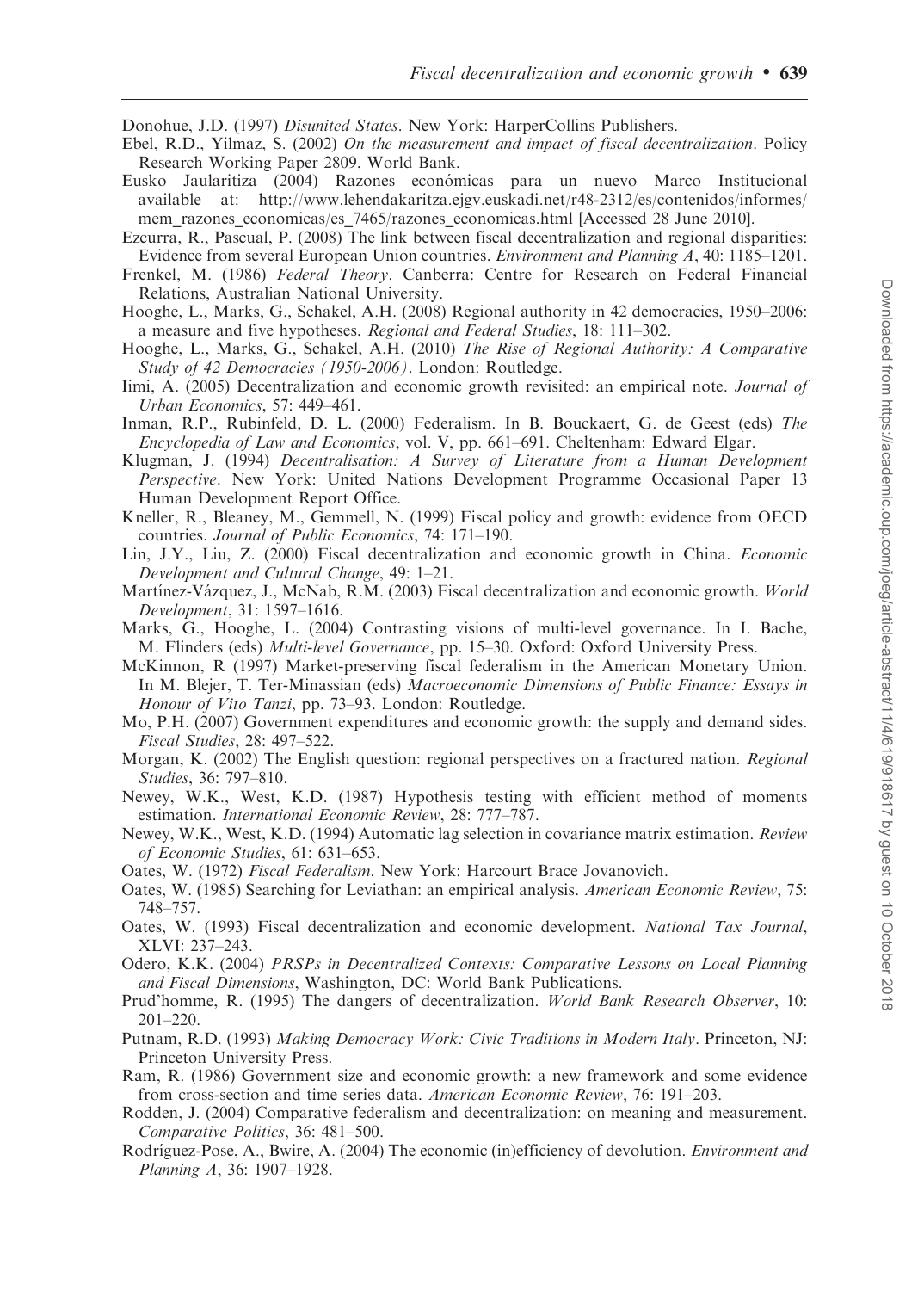Donohue, J.D. (1997) *Disunited States*. New York: HarperCollins Publishers.

Ebel, R.D., Yilmaz, S. (2002) *On the measurement and impact of fiscal decentralization*. Policy Research Working Paper 2809, World Bank.

Eusko Jaularitiza (2004) Razones económicas para un nuevo Marco Institucional available at: http://www.lehendakaritza.ejgv.euskadi.net/r48-2312/es/contenidos/informes/mem_razones_economicas/es_7465/razones_economicas.html [Accessed 28 June 2010].

Ezcurra, R., Pascual, P. (2008) The link between fiscal decentralization and regional disparities: Evidence from several European Union countries. *Environment and Planning A*, 40: 1185–1201.

Frenkel, M. (1986) *Federal Theory*. Canberra: Centre for Research on Federal Financial Relations, Australian National University.

Hooghe, L., Marks, G., Schakel, A.H. (2008) Regional authority in 42 democracies, 1950–2006: a measure and five hypotheses. *Regional and Federal Studies*, 18: 111–302.

Hooghe, L., Marks, G., Schakel, A.H. (2010) *The Rise of Regional Authority: A Comparative Study of 42 Democracies (1950-2006)*. London: Routledge.

Iimi, A. (2005) Decentralization and economic growth revisited: an empirical note. *Journal of Urban Economics*, 57: 449–461.

Inman, R.P., Rubinfeld, D. L. (2000) Federalism. In B. Bouckaert, G. de Geest (eds) *The Encyclopedia of Law and Economics*, vol. V, pp. 661–691. Cheltenham: Edward Elgar.

Klugman, J. (1994) *Decentralisation: A Survey of Literature from a Human Development Perspective*. New York: United Nations Development Programme Occasional Paper 13 Human Development Report Office.

Kneller, R., Bleaney, M., Gemmell, N. (1999) Fiscal policy and growth: evidence from OECD countries. *Journal of Public Economics*, 74: 171–190.

Lin, J.Y., Liu, Z. (2000) Fiscal decentralization and economic growth in China. *Economic Development and Cultural Change*, 49: 1–21.

Martínez-Vázquez, J., McNab, R.M. (2003) Fiscal decentralization and economic growth. *World Development*, 31: 1597–1616.

Marks, G., Hooghe, L. (2004) Contrasting visions of multi-level governance. In I. Bache, M. Flinders (eds) *Multi-level Governance*, pp. 15–30. Oxford: Oxford University Press.

McKinnon, R (1997) Market-preserving fiscal federalism in the American Monetary Union. In M. Blejer, T. Ter-Minassian (eds) *Macroeconomic Dimensions of Public Finance: Essays in Honour of Vito Tanzi*, pp. 73–93. London: Routledge.

Mo, P.H. (2007) Government expenditures and economic growth: the supply and demand sides. *Fiscal Studies*, 28: 497–522.

Morgan, K. (2002) The English question: regional perspectives on a fractured nation. *Regional Studies*, 36: 797–810.

Newey, W.K., West, K.D. (1987) Hypothesis testing with efficient method of moments estimation. *International Economic Review*, 28: 777–787.

Newey, W.K., West, K.D. (1994) Automatic lag selection in covariance matrix estimation. *Review of Economic Studies*, 61: 631–653.

Oates, W. (1972) *Fiscal Federalism*. New York: Harcourt Brace Jovanovich.

Oates, W. (1985) Searching for Leviathan: an empirical analysis. *American Economic Review*, 75: 748–757.

Oates, W. (1993) Fiscal decentralization and economic development. *National Tax Journal*, XLVI: 237–243.

Odero, K.K. (2004) *PRSPs in Decentralized Contexts: Comparative Lessons on Local Planning and Fiscal Dimensions*, Washington, DC: World Bank Publications.

Prud'homme, R. (1995) The dangers of decentralization. *World Bank Research Observer*, 10: 201–220.

Putnam, R.D. (1993) *Making Democracy Work: Civic Traditions in Modern Italy*. Princeton, NJ: Princeton University Press.

Ram, R. (1986) Government size and economic growth: a new framework and some evidence from cross-section and time series data. *American Economic Review*, 76: 191–203.

Rodden, J. (2004) Comparative federalism and decentralization: on meaning and measurement. *Comparative Politics*, 36: 481–500.

Rodríguez-Pose, A., Bwire, A. (2004) The economic (in)efficiency of devolution. *Environment and Planning A*, 36: 1907–1928.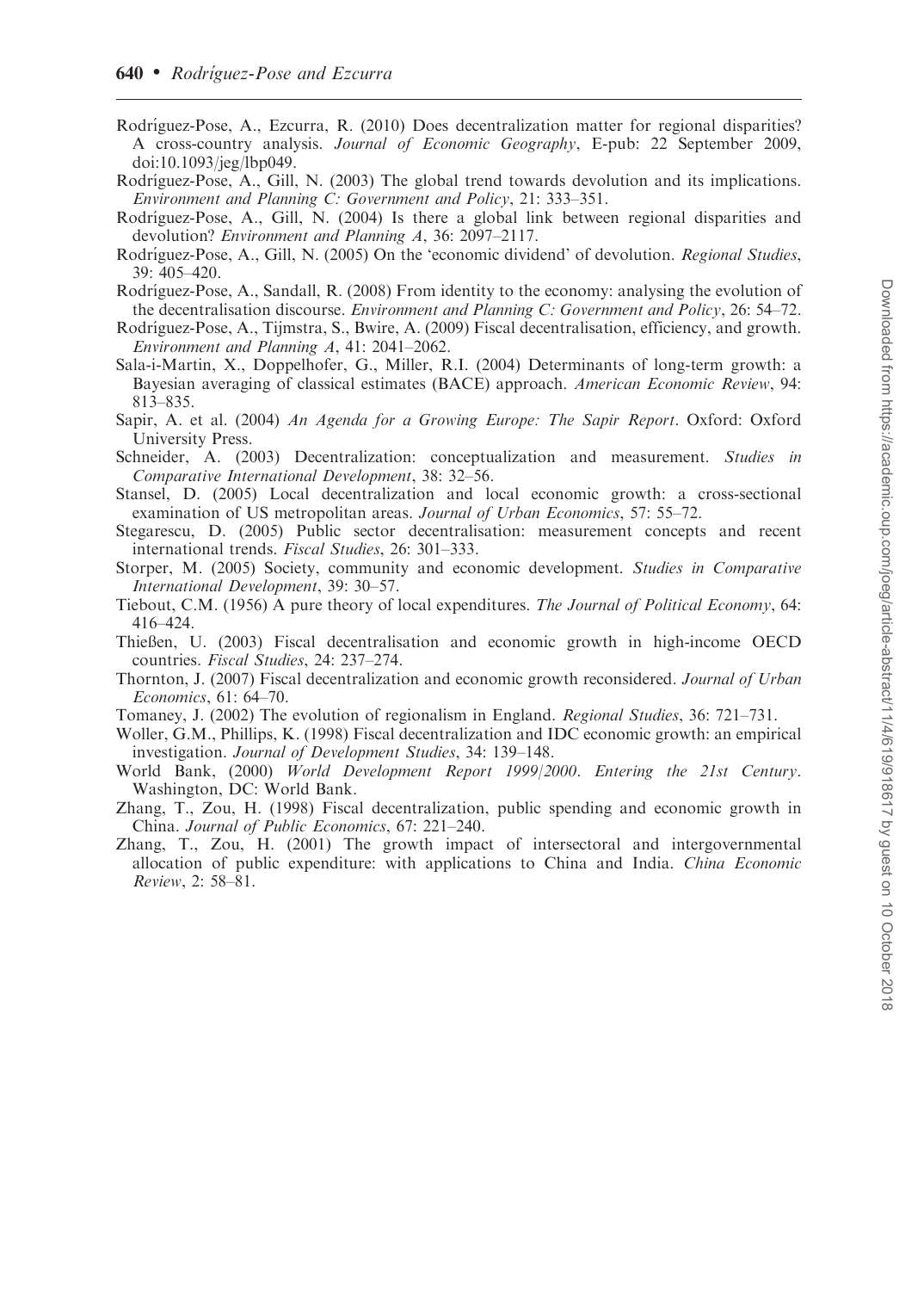Rodríguez-Pose, A., Ezcurra, R. (2010) Does decentralization matter for regional disparities? A cross-country analysis. *Journal of Economic Geography*, E-pub: 22 September 2009, doi:10.1093/jeg/lbp049.

Rodríguez-Pose, A., Gill, N. (2003) The global trend towards devolution and its implications. *Environment and Planning C: Government and Policy*, 21: 333–351.

Rodríguez-Pose, A., Gill, N. (2004) Is there a global link between regional disparities and devolution? *Environment and Planning A*, 36: 2097–2117.

Rodríguez-Pose, A., Gill, N. (2005) On the 'economic dividend' of devolution. *Regional Studies*, 39: 405–420.

Rodríguez-Pose, A., Sandall, R. (2008) From identity to the economy: analysing the evolution of the decentralisation discourse. *Environment and Planning C: Government and Policy*, 26: 54–72.

Rodríguez-Pose, A., Tijmstra, S., Bwire, A. (2009) Fiscal decentralisation, efficiency, and growth. *Environment and Planning A*, 41: 2041–2062.

Sala-i-Martin, X., Doppelhofer, G., Miller, R.I. (2004) Determinants of long-term growth: a Bayesian averaging of classical estimates (BACE) approach. *American Economic Review*, 94: 813–835.

Sapir, A. et al. (2004) *An Agenda for a Growing Europe: The Sapir Report*. Oxford: Oxford University Press.

Schneider, A. (2003) Decentralization: conceptualization and measurement. *Studies in Comparative International Development*, 38: 32–56.

Stansel, D. (2005) Local decentralization and local economic growth: a cross-sectional examination of US metropolitan areas. *Journal of Urban Economics*, 57: 55–72.

Stegarescu, D. (2005) Public sector decentralisation: measurement concepts and recent international trends. *Fiscal Studies*, 26: 301–333.

Storper, M. (2005) Society, community and economic development. *Studies in Comparative International Development*, 39: 30–57.

Tiebout, C.M. (1956) A pure theory of local expenditures. *The Journal of Political Economy*, 64: 416–424.

Thießen, U. (2003) Fiscal decentralisation and economic growth in high-income OECD countries. *Fiscal Studies*, 24: 237–274.

Thornton, J. (2007) Fiscal decentralization and economic growth reconsidered. *Journal of Urban Economics*, 61: 64–70.

Tomaney, J. (2002) The evolution of regionalism in England. *Regional Studies*, 36: 721–731.

Woller, G.M., Phillips, K. (1998) Fiscal decentralization and IDC economic growth: an empirical investigation. *Journal of Development Studies*, 34: 139–148.

World Bank, (2000) *World Development Report 1999/2000. Entering the 21st Century*. Washington, DC: World Bank.

Zhang, T., Zou, H. (1998) Fiscal decentralization, public spending and economic growth in China. *Journal of Public Economics*, 67: 221–240.

Zhang, T., Zou, H. (2001) The growth impact of intersectoral and intergovernmental allocation of public expenditure: with applications to China and India. *China Economic Review*, 2: 58–81.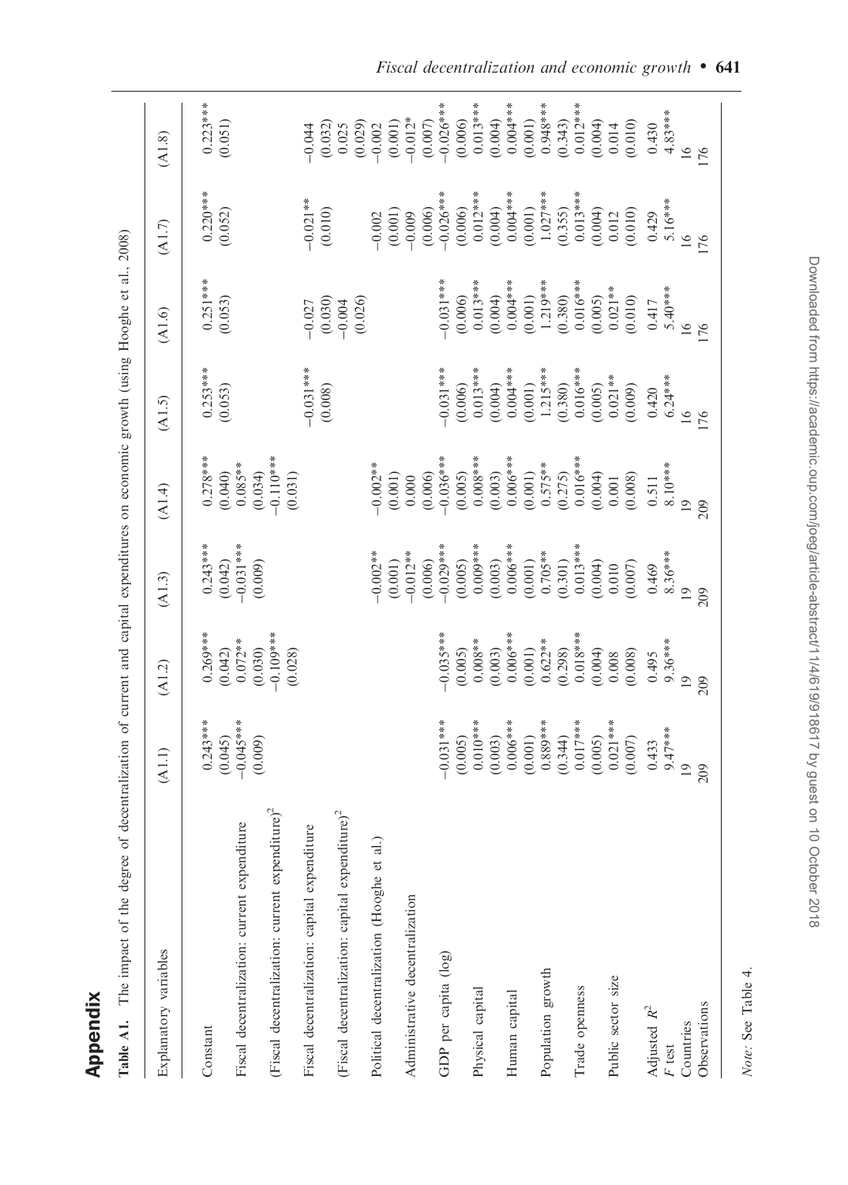## Appendix

**Table A1.** The impact of the degree of decentralization of current and capital expenditures on economic growth (using Hooghe et al., 2008)

| Explanatory variables | (A1.1) | (A1.2) | (A1.3) | (A1.4) | (A1.5) | (A1.6) | (A1.7) | (A1.8) |
|---|---|---|---|---|---|---|---|---|
| Constant | 0.243*** | 0.269*** | 0.243*** | 0.278*** | 0.253*** | 0.251*** | 0.220*** | 0.223*** |
| | (0.045) | (0.042) | (0.042) | (0.040) | (0.053) | (0.053) | (0.052) | (0.051) |
| Fiscal decentralization: current expenditure | −0.045*** | 0.072** | −0.031*** | 0.085** | | | | |
| | (0.009) | (0.030) | (0.009) | (0.034) | | | | |
| (Fiscal decentralization: current expenditure)$^2$ | | −0.109*** | | −0.110*** | | | | |
| | | (0.028) | | (0.031) | | | | |
| Fiscal decentralization: capital expenditure | | | | | −0.031*** | −0.027 | −0.021** | −0.044 |
| | | | | | (0.008) | (0.030) | (0.010) | (0.032) |
| (Fiscal decentralization: capital expenditure)$^2$ | | | | | | −0.004 | | 0.025 |
| | | | | | | (0.026) | | (0.029) |
| Political decentralization (Hooghe et al.) | | | −0.002** | −0.002** | | | −0.002 | −0.002 |
| | | | (0.001) | (0.001) | | | (0.001) | (0.001) |
| Administrative decentralization | | | −0.012** | 0.000 | | | −0.009 | −0.012* |
| | | | (0.006) | (0.006) | | | (0.006) | (0.007) |
| GDP per capita (log) | −0.031*** | −0.035*** | −0.029*** | −0.036*** | −0.031*** | −0.031*** | −0.026*** | −0.026*** |
| | (0.005) | (0.005) | (0.005) | (0.005) | (0.006) | (0.006) | (0.006) | (0.006) |
| Physical capital | 0.010*** | 0.008** | 0.009*** | 0.008*** | 0.013*** | 0.013*** | 0.012*** | 0.013*** |
| | (0.003) | (0.003) | (0.003) | (0.003) | (0.004) | (0.004) | (0.004) | (0.004) |
| Human capital | 0.006*** | 0.006*** | 0.006*** | 0.006*** | 0.004*** | 0.004*** | 0.004*** | 0.004*** |
| | (0.001) | (0.001) | (0.001) | (0.001) | (0.001) | (0.001) | (0.001) | (0.001) |
| Population growth | 0.889*** | 0.622** | 0.705** | 0.575** | 1.215*** | 1.219*** | 1.027*** | 0.948*** |
| | (0.344) | (0.298) | (0.301) | (0.275) | (0.380) | (0.380) | (0.355) | (0.343) |
| Trade openness | 0.017*** | 0.018*** | 0.013*** | 0.016*** | 0.016*** | 0.016*** | 0.013*** | 0.012*** |
| | (0.005) | (0.004) | (0.004) | (0.004) | (0.005) | (0.005) | (0.004) | (0.004) |
| Public sector size | 0.021*** | 0.008 | 0.010 | 0.001 | 0.021** | 0.021** | 0.012 | 0.014 |
| | (0.007) | (0.008) | (0.007) | (0.008) | (0.009) | (0.010) | (0.010) | (0.010) |
| Adjusted $R^2$ | 0.433 | 0.495 | 0.469 | 0.511 | 0.420 | 0.417 | 0.429 | 0.430 |
| $F$ test | 9.47*** | 9.36*** | 8.36*** | 8.10*** | 6.24*** | 5.40*** | 5.16*** | 4.83*** |
| Countries | 19 | 19 | 19 | 19 | 16 | 16 | 16 | 16 |
| Observations | 209 | 209 | 209 | 209 | 176 | 176 | 176 | 176 |

*Note:* See Table 4.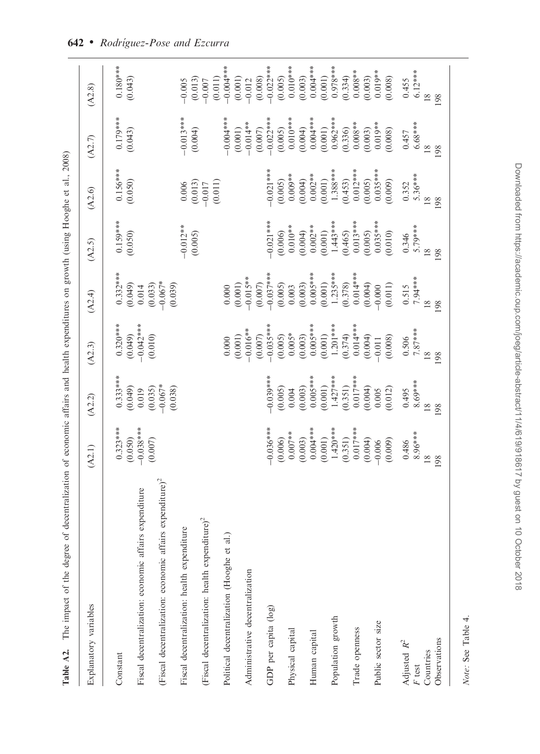**Table A2.** The impact of the degree of decentralization of economic affairs and health expenditures on growth (using Hooghe et al., 2008)

| Explanatory variables | (A2.1) | (A2.2) | (A2.3) | (A2.4) | (A2.5) | (A2.6) | (A2.7) | (A2.8) |
|---|---|---|---|---|---|---|---|---|
| Constant | 0.323*** | 0.333*** | 0.320*** | 0.332*** | 0.159*** | 0.156*** | 0.179*** | 0.180*** |
| | (0.050) | (0.049) | (0.049) | (0.049) | (0.050) | (0.050) | (0.043) | (0.043) |
| Fiscal decentralization: economic affairs expenditure | −0.038*** | 0.019 | −0.042*** | 0.014 | | | | |
| | (0.007) | (0.035) | (0.010) | (0.033) | | | | |
| (Fiscal decentralization: economic affairs expenditure)$^2$ | | −0.067* | | −0.067* | | | | |
| | | (0.038) | | (0.039) | | | | |
| Fiscal decentralization: health expenditure | | | | | −0.012** | 0.006 | −0.013*** | −0.005 |
| | | | | | (0.005) | (0.013) | (0.004) | (0.013) |
| (Fiscal decentralization: health expenditure)$^2$ | | | | | | −0.017 | | −0.007 |
| | | | | | | (0.011) | | (0.011) |
| Political decentralization (Hooghe et al.) | | | 0.000 | 0.000 | | | −0.004*** | −0.004*** |
| | | | (0.001) | (0.001) | | | (0.001) | (0.001) |
| Administrative decentralization | | | −0.016** | −0.015** | | | −0.014** | −0.012 |
| | | | (0.007) | (0.007) | | | (0.007) | (0.008) |
| GDP per capita (log) | −0.036*** | −0.039*** | −0.035*** | −0.037*** | −0.021*** | −0.021*** | −0.022*** | −0.022*** |
| | (0.006) | (0.005) | (0.005) | (0.005) | (0.006) | (0.005) | (0.005) | (0.005) |
| Physical capital | 0.007** | 0.004 | 0.005* | 0.003 | 0.010** | 0.009** | 0.010*** | 0.010*** |
| | (0.003) | (0.003) | (0.003) | (0.003) | (0.004) | (0.004) | (0.004) | (0.003) |
| Human capital | 0.004*** | 0.005*** | 0.005*** | 0.005*** | 0.002** | 0.002** | 0.004*** | 0.004*** |
| | (0.001) | (0.001) | (0.001) | (0.001) | (0.001) | (0.001) | (0.001) | (0.001) |
| Population growth | 1.420*** | 1.427*** | 1.201*** | 1.235*** | 1.443*** | 1.388*** | 0.962*** | 0.978*** |
| | (0.351) | (0.351) | (0.374) | (0.378) | (0.465) | (0.453) | (0.336) | (0.334) |
| Trade openness | 0.017*** | 0.017*** | 0.014*** | 0.014*** | 0.013*** | 0.012*** | 0.008** | 0.008** |
| | (0.004) | (0.004) | (0.004) | (0.004) | (0.005) | (0.005) | (0.003) | (0.003) |
| Public sector size | −0.006 | 0.005 | −0.011 | −0.000 | 0.035*** | 0.035*** | 0.019** | 0.019** |
| | (0.009) | (0.012) | (0.008) | (0.011) | (0.010) | (0.009) | (0.008) | (0.008) |
| Adjusted $R^2$ | 0.486 | 0.495 | 0.506 | 0.515 | 0.346 | 0.352 | 0.457 | 0.455 |
| $F$ test | 8.96*** | 8.69*** | 7.87*** | 7.94*** | 5.79*** | 5.36*** | 6.68*** | 6.12*** |
| Countries | 18 | 18 | 18 | 18 | 18 | 18 | 18 | 18 |
| Observations | 198 | 198 | 198 | 198 | 198 | 198 | 198 | 198 |

*Note:* See Table 4.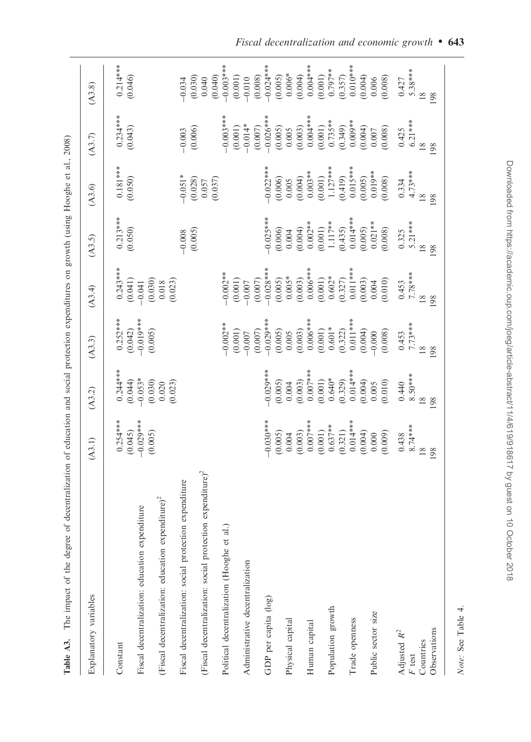**Table A3.** The impact of the degree of decentralization of education and social protection expenditures on growth (using Hooghe et al., 2008)

| Explanatory variables | (A3.1) | (A3.2) | (A3.3) | (A3.4) | (A3.5) | (A3.6) | (A3.7) | (A3.8) |
|---|---|---|---|---|---|---|---|---|
| Constant | 0.254*** | 0.244*** | 0.252*** | 0.243*** | 0.213*** | 0.181*** | 0.234*** | 0.214*** |
| | (0.045) | (0.044) | (0.042) | (0.041) | (0.050) | (0.050) | (0.043) | (0.046) |
| Fiscal decentralization: education expenditure | −0.029*** | −0.053* | −0.019*** | −0.041 | | | | |
| | (0.005) | (0.030) | (0.005) | (0.030) | | | | |
| (Fiscal decentralization: education expenditure)$^2$ | | 0.020 | | 0.018 | | | | |
| | | (0.023) | | (0.023) | | | | |
| Fiscal decentralization: social protection expenditure | | | | | −0.008 | −0.051* | −0.003 | −0.034 |
| | | | | | (0.005) | (0.028) | (0.006) | (0.030) |
| (Fiscal decentralization: social protection expenditure)$^2$ | | | | | | 0.057 | | 0.040 |
| | | | | | | (0.037) | | (0.040) |
| Political decentralization (Hooghe et al.) | | | −0.002** | −0.002** | | | −0.003*** | −0.003*** |
| | | | (0.001) | (0.001) | | | (0.001) | (0.001) |
| Administrative decentralization | | | −0.007 | −0.007 | | | −0.014* | −0.010 |
| | | | (0.007) | (0.007) | | | (0.007) | (0.008) |
| GDP per capita (log) | −0.030*** | −0.029*** | −0.029*** | −0.028*** | −0.025*** | −0.022*** | −0.026*** | −0.024*** |
| | (0.005) | (0.005) | (0.005) | (0.005) | (0.006) | (0.006) | (0.005) | (0.005) |
| Physical capital | 0.004 | 0.004 | 0.005 | 0.005* | 0.004 | 0.005 | 0.005 | 0.006* |
| | (0.003) | (0.003) | (0.003) | (0.003) | (0.004) | (0.004) | (0.003) | (0.004) |
| Human capital | 0.007*** | 0.007*** | 0.006*** | 0.006*** | 0.002** | 0.003** | 0.004*** | 0.004*** |
| | (0.001) | (0.001) | (0.001) | (0.001) | (0.001) | (0.001) | (0.001) | (0.001) |
| Population growth | 0.637** | 0.640* | 0.601* | 0.602* | 1.117** | 1.127*** | 0.735** | 0.797** |
| | (0.321) | (0.329) | (0.322) | (0.327) | (0.435) | (0.419) | (0.349) | (0.357) |
| Trade openness | 0.014*** | 0.014*** | 0.011*** | 0.011*** | 0.014*** | 0.015*** | 0.009** | 0.010*** |
| | (0.004) | (0.004) | (0.004) | (0.003) | (0.005) | (0.005) | (0.004) | (0.004) |
| Public sector size | 0.000 | 0.005 | −0.000 | 0.004 | 0.021** | 0.019** | 0.007 | 0.006 |
| | (0.009) | (0.010) | (0.008) | (0.010) | (0.008) | (0.008) | (0.008) | (0.008) |
| Adjusted $R^2$ | 0.438 | 0.440 | 0.453 | 0.453 | 0.325 | 0.334 | 0.425 | 0.427 |
| $F$ test | 8.74*** | 8.50*** | 7.73*** | 7.78*** | 5.21*** | 4.73*** | 6.21*** | 5.38*** |
| Countries | 18 | 18 | 18 | 18 | 18 | 18 | 18 | 18 |
| Observations | 198 | 198 | 198 | 198 | 198 | 198 | 198 | 198 |

*Note:* See Table 4.